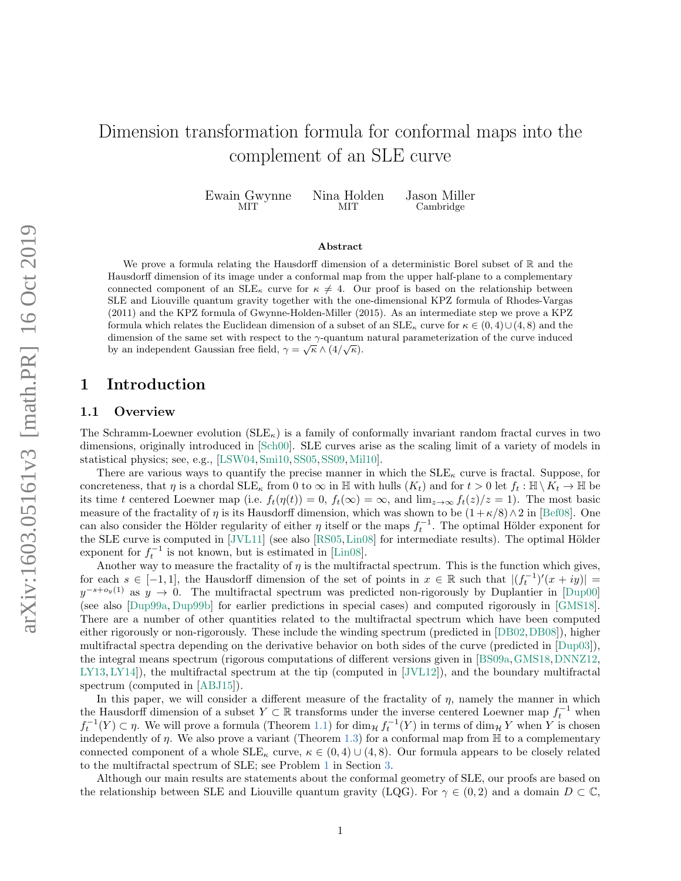# Dimension transformation formula for conformal maps into the complement of an SLE curve

Ewain Gwynne (MIT) Nina Holden (MIT) Jason Miller (Cambridge)

### Abstract

We prove a formula relating the Hausdorff dimension of a deterministic Borel subset of $\mathbb{R}$ and the Hausdorff dimension of its image under a conformal map from the upper half-plane to a complementary connected component of an SLE$_\kappa$ curve for $\kappa \neq 4$. Our proof is based on the relationship between SLE and Liouville quantum gravity together with the one-dimensional KPZ formula of Rhodes-Vargas (2011) and the KPZ formula of Gwynne-Holden-Miller (2015). As an intermediate step we prove a KPZ formula which relates the Euclidean dimension of a subset of an SLE$_\kappa$ curve for $\kappa \in (0,4) \cup (4,8)$ and the dimension of the same set with respect to the $\gamma$-quantum natural parameterization of the curve induced by an independent Gaussian free field, $\gamma = \sqrt{\kappa} \wedge (4/\sqrt{\kappa})$.

## 1 Introduction

### 1.1 Overview

The Schramm-Loewner evolution (SLE$_\kappa$) is a family of conformally invariant random fractal curves in two dimensions, originally introduced in [Sch00]. SLE curves arise as the scaling limit of a variety of models in statistical physics; see, e.g., [LSW04, Smi10, SS05, SS09, Mil10].

There are various ways to quantify the precise manner in which the SLE$_\kappa$ curve is fractal. Suppose, for concreteness, that $\eta$ is a chordal SLE$_\kappa$ from 0 to $\infty$ in $\mathbb{H}$ with hulls $(K_t)$ and for $t > 0$ let $f_t : \mathbb{H} \setminus K_t \to \mathbb{H}$ be its time $t$ centered Loewner map (i.e. $f_t(\eta(t)) = 0$, $f_t(\infty) = \infty$, and $\lim_{z\to\infty} f_t(z)/z = 1$). The most basic measure of the fractality of $\eta$ is its Hausdorff dimension, which was shown to be $(1+\kappa/8) \wedge 2$ in [Bef08]. One can also consider the Hölder regularity of either $\eta$ itself or the maps $f_t^{-1}$. The optimal Hölder exponent for the SLE curve is computed in [JVL11] (see also [RS05, Lin08] for intermediate results). The optimal Hölder exponent for $f_t^{-1}$ is not known, but is estimated in [Lin08].

Another way to measure the fractality of $\eta$ is the multifractal spectrum. This is the function which gives, for each $s \in [-1,1]$, the Hausdorff dimension of the set of points in $x \in \mathbb{R}$ such that $|(f_t^{-1})'(x+iy)| = y^{-s+o_y(1)}$ as $y \to 0$. The multifractal spectrum was predicted non-rigorously by Duplantier in [Dup00] (see also [Dup99a, Dup99b] for earlier predictions in special cases) and computed rigorously in [GMS18]. There are a number of other quantities related to the multifractal spectrum which have been computed either rigorously or non-rigorously. These include the winding spectrum (predicted in [DB02, DB08]), higher multifractal spectra depending on the derivative behavior on both sides of the curve (predicted in [Dup03]), the integral means spectrum (rigorous computations of different versions given in [BS09a, GMS18, DNNZ12, LY13, LY14]), the multifractal spectrum at the tip (computed in [JVL12]), and the boundary multifractal spectrum (computed in [ABJ15]).

In this paper, we will consider a different measure of the fractality of $\eta$, namely the manner in which the Hausdorff dimension of a subset $Y \subset \mathbb{R}$ transforms under the inverse centered Loewner map $f_t^{-1}$ when $f_t^{-1}(Y) \subset \eta$. We will prove a formula (Theorem 1.1) for $\dim_{\mathcal{H}} f_t^{-1}(Y)$ in terms of $\dim_{\mathcal{H}} Y$ when $Y$ is chosen independently of $\eta$. We also prove a variant (Theorem 1.3) for a conformal map from $\mathbb{H}$ to a complementary connected component of a whole SLE$_\kappa$ curve, $\kappa \in (0,4) \cup (4,8)$. Our formula appears to be closely related to the multifractal spectrum of SLE; see Problem 1 in Section 3.

Although our main results are statements about the conformal geometry of SLE, our proofs are based on the relationship between SLE and Liouville quantum gravity (LQG). For $\gamma \in (0,2)$ and a domain $D \subset \mathbb{C}$,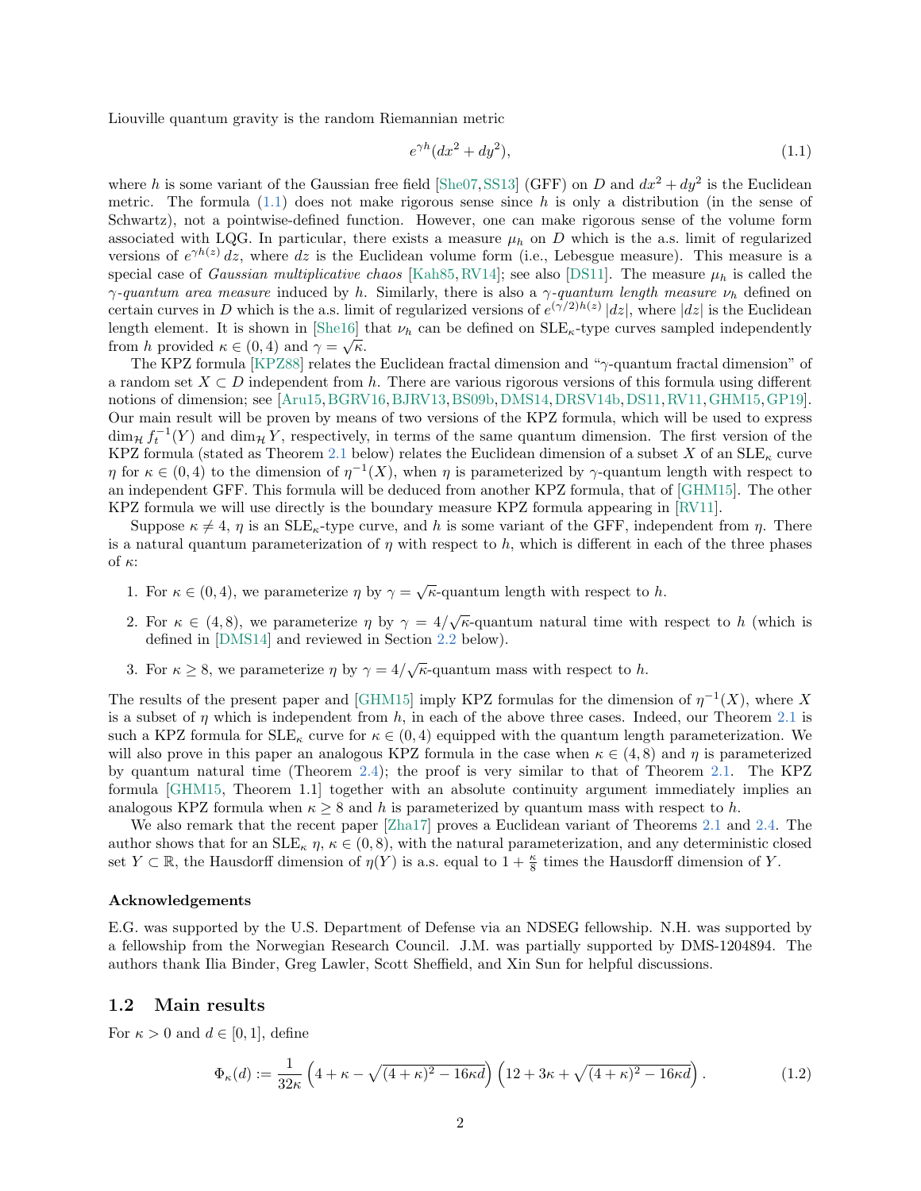Liouville quantum gravity is the random Riemannian metric

$$e^{\gamma h}(dx^2 + dy^2), \tag{1.1}$$

where $h$ is some variant of the Gaussian free field [She07, SS13] (GFF) on $D$ and $dx^2 + dy^2$ is the Euclidean metric. The formula (1.1) does not make rigorous sense since $h$ is only a distribution (in the sense of Schwartz), not a pointwise-defined function. However, one can make rigorous sense of the volume form associated with LQG. In particular, there exists a measure $\mu_h$ on $D$ which is the a.s. limit of regularized versions of $e^{\gamma h(z)}\, dz$, where $dz$ is the Euclidean volume form (i.e., Lebesgue measure). This measure is a special case of *Gaussian multiplicative chaos* [Kah85, RV14]; see also [DS11]. The measure $\mu_h$ is called the *$\gamma$-quantum area measure* induced by $h$. Similarly, there is also a *$\gamma$-quantum length measure* $\nu_h$ defined on certain curves in $D$ which is the a.s. limit of regularized versions of $e^{(\gamma/2)h(z)}\,|dz|$, where $|dz|$ is the Euclidean length element. It is shown in [She16] that $\nu_h$ can be defined on $\mathrm{SLE}_\kappa$-type curves sampled independently from $h$ provided $\kappa \in (0,4)$ and $\gamma = \sqrt{\kappa}$.

The KPZ formula [KPZ88] relates the Euclidean fractal dimension and "$\gamma$-quantum fractal dimension" of a random set $X \subset D$ independent from $h$. There are various rigorous versions of this formula using different notions of dimension; see [Aru15, BGRV16, BJRV13, BS09b, DMS14, DRSV14b, DS11, RV11, GHM15, GP19]. Our main result will be proven by means of two versions of the KPZ formula, which will be used to express $\dim_{\mathcal H} f_t^{-1}(Y)$ and $\dim_{\mathcal H} Y$, respectively, in terms of the same quantum dimension. The first version of the KPZ formula (stated as Theorem 2.1 below) relates the Euclidean dimension of a subset $X$ of an $\mathrm{SLE}_\kappa$ curve $\eta$ for $\kappa \in (0,4)$ to the dimension of $\eta^{-1}(X)$, when $\eta$ is parameterized by $\gamma$-quantum length with respect to an independent GFF. This formula will be deduced from another KPZ formula, that of [GHM15]. The other KPZ formula we will use directly is the boundary measure KPZ formula appearing in [RV11].

Suppose $\kappa \neq 4$, $\eta$ is an $\mathrm{SLE}_\kappa$-type curve, and $h$ is some variant of the GFF, independent from $\eta$. There is a natural quantum parameterization of $\eta$ with respect to $h$, which is different in each of the three phases of $\kappa$:

1. For $\kappa \in (0,4)$, we parameterize $\eta$ by $\gamma = \sqrt{\kappa}$-quantum length with respect to $h$.
2. For $\kappa \in (4,8)$, we parameterize $\eta$ by $\gamma = 4/\sqrt{\kappa}$-quantum natural time with respect to $h$ (which is defined in [DMS14] and reviewed in Section 2.2 below).
3. For $\kappa \geq 8$, we parameterize $\eta$ by $\gamma = 4/\sqrt{\kappa}$-quantum mass with respect to $h$.

The results of the present paper and [GHM15] imply KPZ formulas for the dimension of $\eta^{-1}(X)$, where $X$ is a subset of $\eta$ which is independent from $h$, in each of the above three cases. Indeed, our Theorem 2.1 is such a KPZ formula for $\mathrm{SLE}_\kappa$ curve for $\kappa \in (0,4)$ equipped with the quantum length parameterization. We will also prove in this paper an analogous KPZ formula in the case when $\kappa \in (4,8)$ and $\eta$ is parameterized by quantum natural time (Theorem 2.4); the proof is very similar to that of Theorem 2.1. The KPZ formula [GHM15, Theorem 1.1] together with an absolute continuity argument immediately implies an analogous KPZ formula when $\kappa \geq 8$ and $h$ is parameterized by quantum mass with respect to $h$.

We also remark that the recent paper [Zha17] proves a Euclidean variant of Theorems 2.1 and 2.4. The author shows that for an $\mathrm{SLE}_\kappa$ $\eta$, $\kappa \in (0,8)$, with the natural parameterization, and any deterministic closed set $Y \subset \mathbb{R}$, the Hausdorff dimension of $\eta(Y)$ is a.s. equal to $1 + \frac{\kappa}{8}$ times the Hausdorff dimension of $Y$.

#### Acknowledgements

E.G. was supported by the U.S. Department of Defense via an NDSEG fellowship. N.H. was supported by a fellowship from the Norwegian Research Council. J.M. was partially supported by DMS-1204894. The authors thank Ilia Binder, Greg Lawler, Scott Sheffield, and Xin Sun for helpful discussions.

## 1.2 Main results

For $\kappa > 0$ and $d \in [0,1]$, define

$$\Phi_\kappa(d) := \frac{1}{32\kappa}\left(4 + \kappa - \sqrt{(4+\kappa)^2 - 16\kappa d}\right)\left(12 + 3\kappa + \sqrt{(4+\kappa)^2 - 16\kappa d}\right). \tag{1.2}$$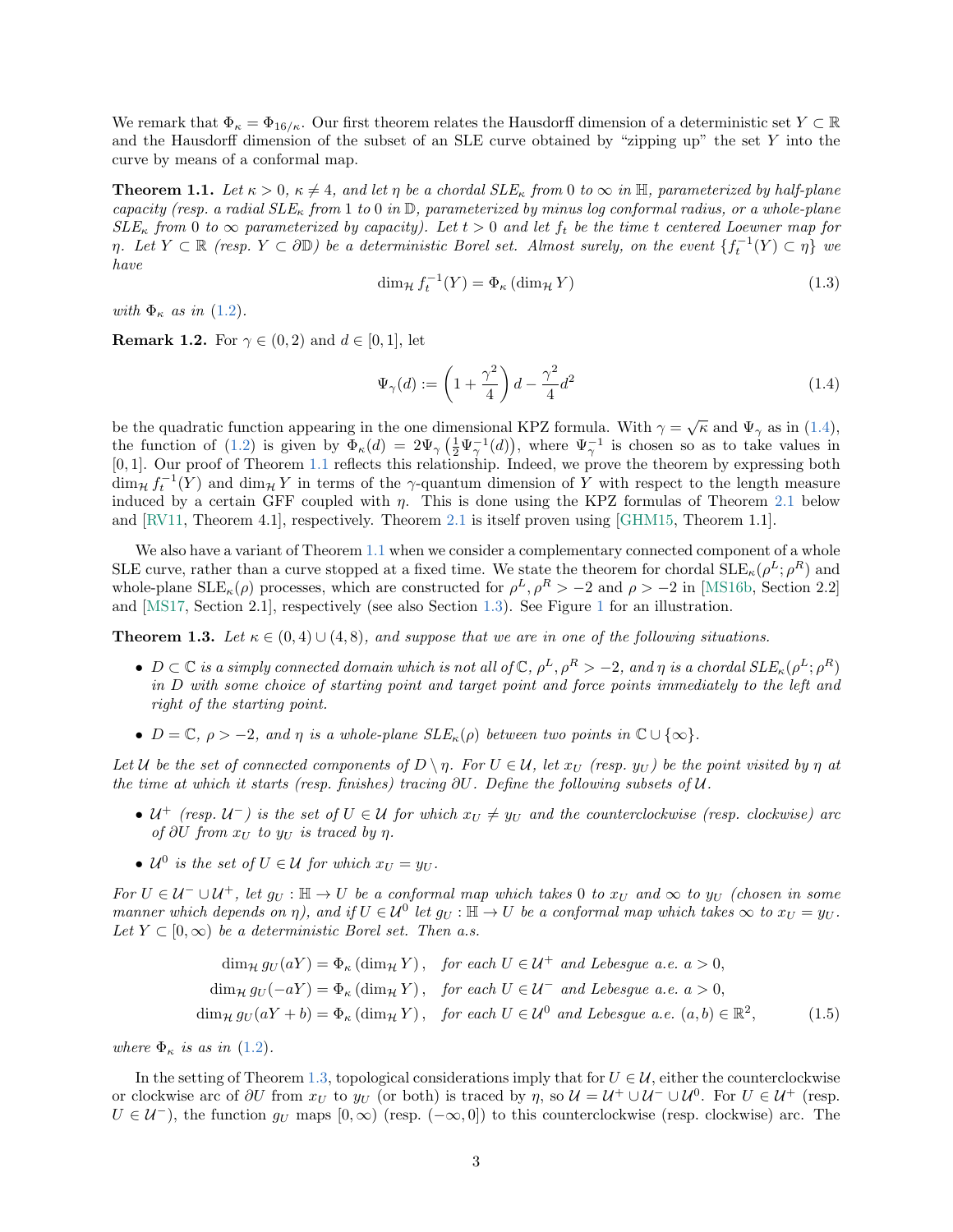We remark that $\Phi_\kappa = \Phi_{16/\kappa}$. Our first theorem relates the Hausdorff dimension of a deterministic set $Y \subset \mathbb{R}$ and the Hausdorff dimension of the subset of an SLE curve obtained by "zipping up" the set $Y$ into the curve by means of a conformal map.

**Theorem 1.1.** *Let $\kappa > 0$, $\kappa \neq 4$, and let $\eta$ be a chordal SLE$_\kappa$ from 0 to $\infty$ in $\mathbb{H}$, parameterized by half-plane capacity (resp. a radial SLE$_\kappa$ from 1 to 0 in $\mathbb{D}$, parameterized by minus log conformal radius, or a whole-plane SLE$_\kappa$ from 0 to $\infty$ parameterized by capacity). Let $t > 0$ and let $f_t$ be the time $t$ centered Loewner map for $\eta$. Let $Y \subset \mathbb{R}$ (resp. $Y \subset \partial\mathbb{D}$) be a deterministic Borel set. Almost surely, on the event $\{f_t^{-1}(Y) \subset \eta\}$ we have*

$$\dim_{\mathcal{H}} f_t^{-1}(Y) = \Phi_\kappa\left(\dim_{\mathcal{H}} Y\right) \tag{1.3}$$

*with $\Phi_\kappa$ as in (1.2).*

**Remark 1.2.** For $\gamma \in (0,2)$ and $d \in [0,1]$, let

$$\Psi_\gamma(d) := \left(1 + \frac{\gamma^2}{4}\right) d - \frac{\gamma^2}{4} d^2 \tag{1.4}$$

be the quadratic function appearing in the one dimensional KPZ formula. With $\gamma = \sqrt{\kappa}$ and $\Psi_\gamma$ as in (1.4), the function of (1.2) is given by $\Phi_\kappa(d) = 2\Psi_\gamma\left(\frac{1}{2}\Psi_\gamma^{-1}(d)\right)$, where $\Psi_\gamma^{-1}$ is chosen so as to take values in $[0,1]$. Our proof of Theorem 1.1 reflects this relationship. Indeed, we prove the theorem by expressing both $\dim_{\mathcal{H}} f_t^{-1}(Y)$ and $\dim_{\mathcal{H}} Y$ in terms of the $\gamma$-quantum dimension of $Y$ with respect to the length measure induced by a certain GFF coupled with $\eta$. This is done using the KPZ formulas of Theorem 2.1 below and [RV11, Theorem 4.1], respectively. Theorem 2.1 is itself proven using [GHM15, Theorem 1.1].

We also have a variant of Theorem 1.1 when we consider a complementary connected component of a whole SLE curve, rather than a curve stopped at a fixed time. We state the theorem for chordal SLE$_\kappa(\rho^L;\rho^R)$ and whole-plane SLE$_\kappa(\rho)$ processes, which are constructed for $\rho^L, \rho^R > -2$ and $\rho > -2$ in [MS16b, Section 2.2] and [MS17, Section 2.1], respectively (see also Section 1.3). See Figure 1 for an illustration.

**Theorem 1.3.** *Let $\kappa \in (0,4) \cup (4,8)$, and suppose that we are in one of the following situations.*

- *$D \subset \mathbb{C}$ is a simply connected domain which is not all of $\mathbb{C}$, $\rho^L, \rho^R > -2$, and $\eta$ is a chordal SLE$_\kappa(\rho^L;\rho^R)$ in $D$ with some choice of starting point and target point and force points immediately to the left and right of the starting point.*
- *$D = \mathbb{C}$, $\rho > -2$, and $\eta$ is a whole-plane SLE$_\kappa(\rho)$ between two points in $\mathbb{C} \cup \{\infty\}$.*

*Let $\mathcal{U}$ be the set of connected components of $D \setminus \eta$. For $U \in \mathcal{U}$, let $x_U$ (resp. $y_U$) be the point visited by $\eta$ at the time at which it starts (resp. finishes) tracing $\partial U$. Define the following subsets of $\mathcal{U}$.*

- *$\mathcal{U}^+$ (resp. $\mathcal{U}^-$) is the set of $U \in \mathcal{U}$ for which $x_U \neq y_U$ and the counterclockwise (resp. clockwise) arc of $\partial U$ from $x_U$ to $y_U$ is traced by $\eta$.*
- *$\mathcal{U}^0$ is the set of $U \in \mathcal{U}$ for which $x_U = y_U$.*

*For $U \in \mathcal{U}^- \cup \mathcal{U}^+$, let $g_U : \mathbb{H} \to U$ be a conformal map which takes 0 to $x_U$ and $\infty$ to $y_U$ (chosen in some manner which depends on $\eta$), and if $U \in \mathcal{U}^0$ let $g_U : \mathbb{H} \to U$ be a conformal map which takes $\infty$ to $x_U = y_U$. Let $Y \subset [0,\infty)$ be a deterministic Borel set. Then a.s.*

$$\begin{aligned}
\dim_{\mathcal{H}} g_U(aY) &= \Phi_\kappa\left(\dim_{\mathcal{H}} Y\right), \quad \textit{for each } U \in \mathcal{U}^+ \textit{ and Lebesgue a.e. } a > 0, \\
\dim_{\mathcal{H}} g_U(-aY) &= \Phi_\kappa\left(\dim_{\mathcal{H}} Y\right), \quad \textit{for each } U \in \mathcal{U}^- \textit{ and Lebesgue a.e. } a > 0, \\
\dim_{\mathcal{H}} g_U(aY + b) &= \Phi_\kappa\left(\dim_{\mathcal{H}} Y\right), \quad \textit{for each } U \in \mathcal{U}^0 \textit{ and Lebesgue a.e. } (a,b) \in \mathbb{R}^2,
\end{aligned} \tag{1.5}$$

*where $\Phi_\kappa$ is as in (1.2).*

In the setting of Theorem 1.3, topological considerations imply that for $U \in \mathcal{U}$, either the counterclockwise or clockwise arc of $\partial U$ from $x_U$ to $y_U$ (or both) is traced by $\eta$, so $\mathcal{U} = \mathcal{U}^+ \cup \mathcal{U}^- \cup \mathcal{U}^0$. For $U \in \mathcal{U}^+$ (resp. $U \in \mathcal{U}^-$), the function $g_U$ maps $[0,\infty)$ (resp. $(-\infty, 0]$) to this counterclockwise (resp. clockwise) arc. The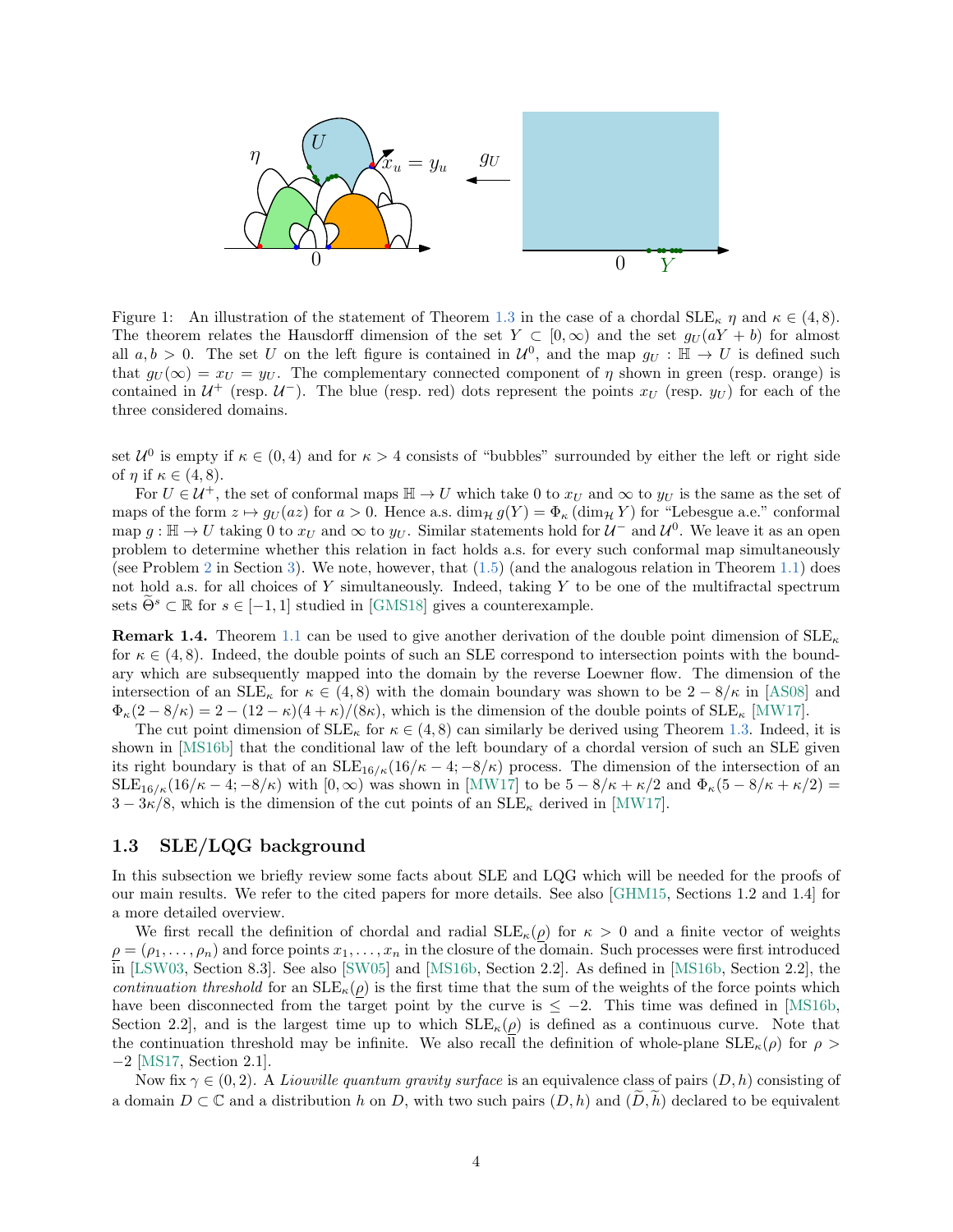Figure 1: An illustration of the statement of Theorem 1.3 in the case of a chordal $\mathrm{SLE}_\kappa$ $\eta$ and $\kappa \in (4,8)$. The theorem relates the Hausdorff dimension of the set $Y \subset [0,\infty)$ and the set $g_U(aY+b)$ for almost all $a,b>0$. The set $U$ on the left figure is contained in $\mathcal{U}^0$, and the map $g_U : \mathbb{H} \to U$ is defined such that $g_U(\infty) = x_U = y_U$. The complementary connected component of $\eta$ shown in green (resp. orange) is contained in $\mathcal{U}^+$ (resp. $\mathcal{U}^-$). The blue (resp. red) dots represent the points $x_U$ (resp. $y_U$) for each of the three considered domains.

set $\mathcal{U}^0$ is empty if $\kappa \in (0,4)$ and for $\kappa > 4$ consists of "bubbles" surrounded by either the left or right side of $\eta$ if $\kappa \in (4,8)$.

For $U \in \mathcal{U}^+$, the set of conformal maps $\mathbb{H} \to U$ which take 0 to $x_U$ and $\infty$ to $y_U$ is the same as the set of maps of the form $z \mapsto g_U(az)$ for $a>0$. Hence a.s. $\dim_{\mathcal{H}} g(Y) = \Phi_\kappa(\dim_{\mathcal{H}} Y)$ for "Lebesgue a.e." conformal map $g : \mathbb{H} \to U$ taking 0 to $x_U$ and $\infty$ to $y_U$. Similar statements hold for $\mathcal{U}^-$ and $\mathcal{U}^0$. We leave it as an open problem to determine whether this relation in fact holds a.s. for every such conformal map simultaneously (see Problem 2 in Section 3). We note, however, that (1.5) (and the analogous relation in Theorem 1.1) does not hold a.s. for all choices of $Y$ simultaneously. Indeed, taking $Y$ to be one of the multifractal spectrum sets $\widetilde{\Theta}^s \subset \mathbb{R}$ for $s \in [-1,1]$ studied in [GMS18] gives a counterexample.

**Remark 1.4.** Theorem 1.1 can be used to give another derivation of the double point dimension of $\mathrm{SLE}_\kappa$ for $\kappa \in (4,8)$. Indeed, the double points of such an SLE correspond to intersection points with the boundary which are subsequently mapped into the domain by the reverse Loewner flow. The dimension of the intersection of an $\mathrm{SLE}_\kappa$ for $\kappa \in (4,8)$ with the domain boundary was shown to be $2 - 8/\kappa$ in [AS08] and $\Phi_\kappa(2-8/\kappa) = 2 - (12-\kappa)(4+\kappa)/(8\kappa)$, which is the dimension of the double points of $\mathrm{SLE}_\kappa$ [MW17].

The cut point dimension of $\mathrm{SLE}_\kappa$ for $\kappa \in (4,8)$ can similarly be derived using Theorem 1.3. Indeed, it is shown in [MS16b] that the conditional law of the left boundary of a chordal version of such an SLE given its right boundary is that of an $\mathrm{SLE}_{16/\kappa}(16/\kappa - 4; -8/\kappa)$ process. The dimension of the intersection of an $\mathrm{SLE}_{16/\kappa}(16/\kappa - 4; -8/\kappa)$ with $[0,\infty)$ was shown in [MW17] to be $5 - 8/\kappa + \kappa/2$ and $\Phi_\kappa(5 - 8/\kappa + \kappa/2) = 3 - 3\kappa/8$, which is the dimension of the cut points of an $\mathrm{SLE}_\kappa$ derived in [MW17].

### 1.3 SLE/LQG background

In this subsection we briefly review some facts about SLE and LQG which will be needed for the proofs of our main results. We refer to the cited papers for more details. See also [GHM15, Sections 1.2 and 1.4] for a more detailed overview.

We first recall the definition of chordal and radial $\mathrm{SLE}_\kappa(\underline{\rho})$ for $\kappa > 0$ and a finite vector of weights $\underline{\rho} = (\rho_1, \ldots, \rho_n)$ and force points $x_1, \ldots, x_n$ in the closure of the domain. Such processes were first introduced in [LSW03, Section 8.3]. See also [SW05] and [MS16b, Section 2.2]. As defined in [MS16b, Section 2.2], the *continuation threshold* for an $\mathrm{SLE}_\kappa(\underline{\rho})$ is the first time that the sum of the weights of the force points which have been disconnected from the target point by the curve is $\leq -2$. This time was defined in [MS16b, Section 2.2], and is the largest time up to which $\mathrm{SLE}_\kappa(\underline{\rho})$ is defined as a continuous curve. Note that the continuation threshold may be infinite. We also recall the definition of whole-plane $\mathrm{SLE}_\kappa(\rho)$ for $\rho > -2$ [MS17, Section 2.1].

Now fix $\gamma \in (0,2)$. A *Liouville quantum gravity surface* is an equivalence class of pairs $(D,h)$ consisting of a domain $D \subset \mathbb{C}$ and a distribution $h$ on $D$, with two such pairs $(D,h)$ and $(\widetilde{D}, \widetilde{h})$ declared to be equivalent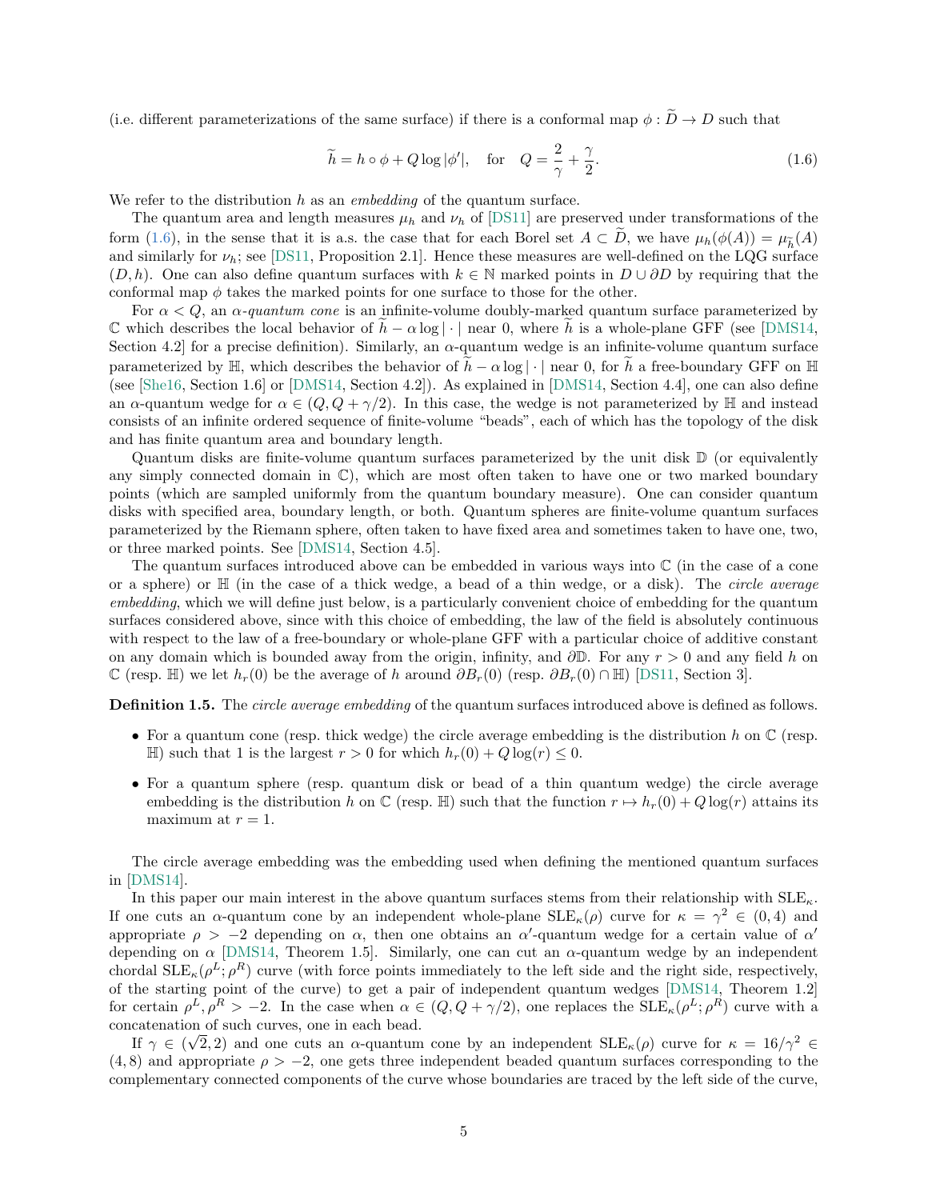(i.e. different parameterizations of the same surface) if there is a conformal map $\phi : \widetilde{D} \to D$ such that

$$\widetilde{h} = h \circ \phi + Q \log |\phi'|, \quad \text{for} \quad Q = \frac{2}{\gamma} + \frac{\gamma}{2}. \tag{1.6}$$

We refer to the distribution $h$ as an *embedding* of the quantum surface.

The quantum area and length measures $\mu_h$ and $\nu_h$ of [DS11] are preserved under transformations of the form (1.6), in the sense that it is a.s. the case that for each Borel set $A \subset \widetilde{D}$, we have $\mu_h(\phi(A)) = \mu_{\widetilde{h}}(A)$ and similarly for $\nu_h$; see [DS11, Proposition 2.1]. Hence these measures are well-defined on the LQG surface $(D, h)$. One can also define quantum surfaces with $k \in \mathbb{N}$ marked points in $D \cup \partial D$ by requiring that the conformal map $\phi$ takes the marked points for one surface to those for the other.

For $\alpha < Q$, an $\alpha$-*quantum cone* is an infinite-volume doubly-marked quantum surface parameterized by $\mathbb{C}$ which describes the local behavior of $\widetilde{h} - \alpha \log |\cdot|$ near 0, where $\widetilde{h}$ is a whole-plane GFF (see [DMS14, Section 4.2] for a precise definition). Similarly, an $\alpha$-quantum wedge is an infinite-volume quantum surface parameterized by $\mathbb{H}$, which describes the behavior of $\widetilde{h} - \alpha \log |\cdot|$ near 0, for $\widetilde{h}$ a free-boundary GFF on $\mathbb{H}$ (see [She16, Section 1.6] or [DMS14, Section 4.2]). As explained in [DMS14, Section 4.4], one can also define an $\alpha$-quantum wedge for $\alpha \in (Q, Q + \gamma/2)$. In this case, the wedge is not parameterized by $\mathbb{H}$ and instead consists of an infinite ordered sequence of finite-volume "beads", each of which has the topology of the disk and has finite quantum area and boundary length.

Quantum disks are finite-volume quantum surfaces parameterized by the unit disk $\mathbb{D}$ (or equivalently any simply connected domain in $\mathbb{C}$), which are most often taken to have one or two marked boundary points (which are sampled uniformly from the quantum boundary measure). One can consider quantum disks with specified area, boundary length, or both. Quantum spheres are finite-volume quantum surfaces parameterized by the Riemann sphere, often taken to have fixed area and sometimes taken to have one, two, or three marked points. See [DMS14, Section 4.5].

The quantum surfaces introduced above can be embedded in various ways into $\mathbb{C}$ (in the case of a cone or a sphere) or $\mathbb{H}$ (in the case of a thick wedge, a bead of a thin wedge, or a disk). The *circle average embedding*, which we will define just below, is a particularly convenient choice of embedding for the quantum surfaces considered above, since with this choice of embedding, the law of the field is absolutely continuous with respect to the law of a free-boundary or whole-plane GFF with a particular choice of additive constant on any domain which is bounded away from the origin, infinity, and $\partial\mathbb{D}$. For any $r > 0$ and any field $h$ on $\mathbb{C}$ (resp. $\mathbb{H}$) we let $h_r(0)$ be the average of $h$ around $\partial B_r(0)$ (resp. $\partial B_r(0) \cap \mathbb{H}$) [DS11, Section 3].

**Definition 1.5.** The *circle average embedding* of the quantum surfaces introduced above is defined as follows.

- For a quantum cone (resp. thick wedge) the circle average embedding is the distribution $h$ on $\mathbb{C}$ (resp. $\mathbb{H}$) such that 1 is the largest $r > 0$ for which $h_r(0) + Q \log(r) \leq 0$.
- For a quantum sphere (resp. quantum disk or bead of a thin quantum wedge) the circle average embedding is the distribution $h$ on $\mathbb{C}$ (resp. $\mathbb{H}$) such that the function $r \mapsto h_r(0) + Q \log(r)$ attains its maximum at $r = 1$.

The circle average embedding was the embedding used when defining the mentioned quantum surfaces in [DMS14].

In this paper our main interest in the above quantum surfaces stems from their relationship with $\text{SLE}_\kappa$. If one cuts an $\alpha$-quantum cone by an independent whole-plane $\text{SLE}_\kappa(\rho)$ curve for $\kappa = \gamma^2 \in (0, 4)$ and appropriate $\rho > -2$ depending on $\alpha$, then one obtains an $\alpha'$-quantum wedge for a certain value of $\alpha'$ depending on $\alpha$ [DMS14, Theorem 1.5]. Similarly, one can cut an $\alpha$-quantum wedge by an independent chordal $\text{SLE}_\kappa(\rho^L; \rho^R)$ curve (with force points immediately to the left side and the right side, respectively, of the starting point of the curve) to get a pair of independent quantum wedges [DMS14, Theorem 1.2] for certain $\rho^L, \rho^R > -2$. In the case when $\alpha \in (Q, Q + \gamma/2)$, one replaces the $\text{SLE}_\kappa(\rho^L; \rho^R)$ curve with a concatenation of such curves, one in each bead.

If $\gamma \in (\sqrt{2}, 2)$ and one cuts an $\alpha$-quantum cone by an independent $\text{SLE}_\kappa(\rho)$ curve for $\kappa = 16/\gamma^2 \in (4, 8)$ and appropriate $\rho > -2$, one gets three independent beaded quantum surfaces corresponding to the complementary connected components of the curve whose boundaries are traced by the left side of the curve,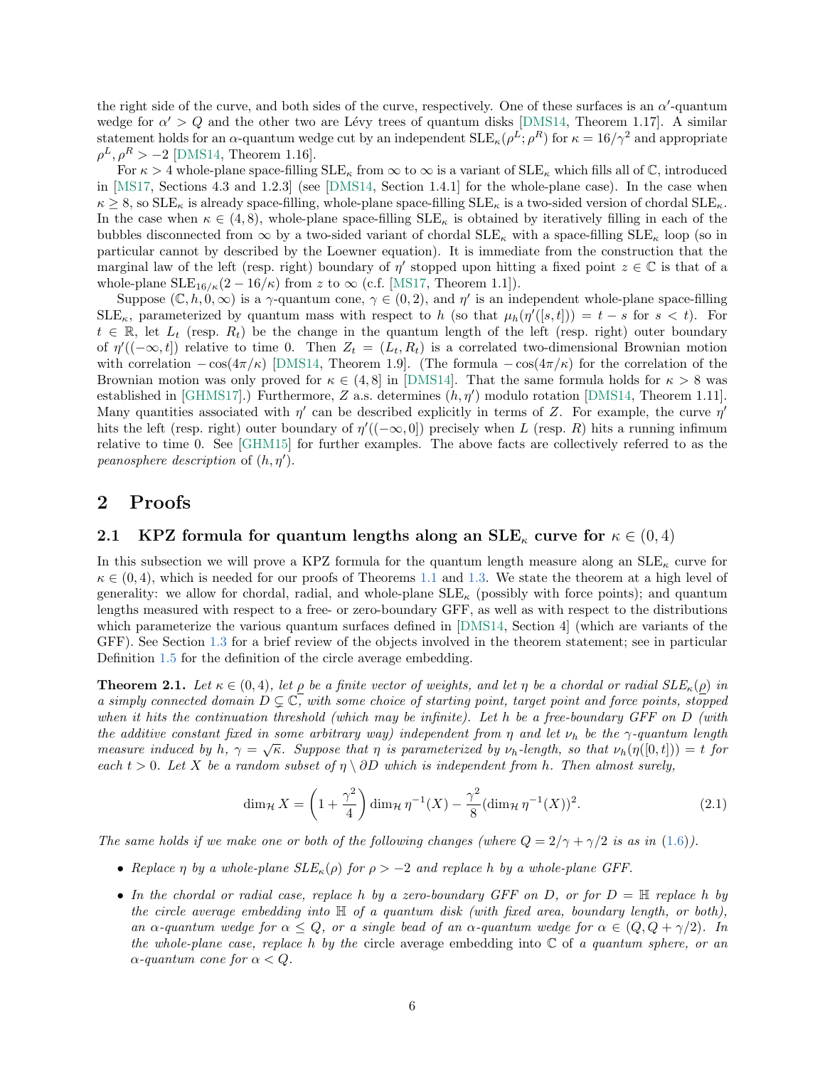the right side of the curve, and both sides of the curve, respectively. One of these surfaces is an $\alpha'$-quantum wedge for $\alpha' > Q$ and the other two are Lévy trees of quantum disks [DMS14, Theorem 1.17]. A similar statement holds for an $\alpha$-quantum wedge cut by an independent $\mathrm{SLE}_\kappa(\rho^L;\rho^R)$ for $\kappa = 16/\gamma^2$ and appropriate $\rho^L, \rho^R > -2$ [DMS14, Theorem 1.16].

For $\kappa > 4$ whole-plane space-filling $\mathrm{SLE}_\kappa$ from $\infty$ to $\infty$ is a variant of $\mathrm{SLE}_\kappa$ which fills all of $\mathbb{C}$, introduced in [MS17, Sections 4.3 and 1.2.3] (see [DMS14, Section 1.4.1] for the whole-plane case). In the case when $\kappa \geq 8$, so $\mathrm{SLE}_\kappa$ is already space-filling, whole-plane space-filling $\mathrm{SLE}_\kappa$ is a two-sided version of chordal $\mathrm{SLE}_\kappa$. In the case when $\kappa \in (4,8)$, whole-plane space-filling $\mathrm{SLE}_\kappa$ is obtained by iteratively filling in each of the bubbles disconnected from $\infty$ by a two-sided variant of chordal $\mathrm{SLE}_\kappa$ with a space-filling $\mathrm{SLE}_\kappa$ loop (so in particular cannot by described by the Loewner equation). It is immediate from the construction that the marginal law of the left (resp. right) boundary of $\eta'$ stopped upon hitting a fixed point $z \in \mathbb{C}$ is that of a whole-plane $\mathrm{SLE}_{16/\kappa}(2 - 16/\kappa)$ from $z$ to $\infty$ (c.f. [MS17, Theorem 1.1]).

Suppose $(\mathbb{C}, h, 0, \infty)$ is a $\gamma$-quantum cone, $\gamma \in (0,2)$, and $\eta'$ is an independent whole-plane space-filling $\mathrm{SLE}_\kappa$, parameterized by quantum mass with respect to $h$ (so that $\mu_h(\eta'([s,t])) = t - s$ for $s < t$). For $t \in \mathbb{R}$, let $L_t$ (resp. $R_t$) be the change in the quantum length of the left (resp. right) outer boundary of $\eta'((-\infty, t])$ relative to time 0. Then $Z_t = (L_t, R_t)$ is a correlated two-dimensional Brownian motion with correlation $-\cos(4\pi/\kappa)$ [DMS14, Theorem 1.9]. (The formula $-\cos(4\pi/\kappa)$ for the correlation of the Brownian motion was only proved for $\kappa \in (4,8]$ in [DMS14]. That the same formula holds for $\kappa > 8$ was established in [GHMS17].) Furthermore, $Z$ a.s. determines $(h, \eta')$ modulo rotation [DMS14, Theorem 1.11]. Many quantities associated with $\eta'$ can be described explicitly in terms of $Z$. For example, the curve $\eta'$ hits the left (resp. right) outer boundary of $\eta'((-\infty, 0])$ precisely when $L$ (resp. $R$) hits a running infimum relative to time 0. See [GHM15] for further examples. The above facts are collectively referred to as the *peanosphere description* of $(h, \eta')$.

# 2 Proofs

## 2.1 KPZ formula for quantum lengths along an $\mathrm{SLE}_\kappa$ curve for $\kappa \in (0,4)$

In this subsection we will prove a KPZ formula for the quantum length measure along an $\mathrm{SLE}_\kappa$ curve for $\kappa \in (0,4)$, which is needed for our proofs of Theorems 1.1 and 1.3. We state the theorem at a high level of generality: we allow for chordal, radial, and whole-plane $\mathrm{SLE}_\kappa$ (possibly with force points); and quantum lengths measured with respect to a free- or zero-boundary GFF, as well as with respect to the distributions which parameterize the various quantum surfaces defined in [DMS14, Section 4] (which are variants of the GFF). See Section 1.3 for a brief review of the objects involved in the theorem statement; see in particular Definition 1.5 for the definition of the circle average embedding.

**Theorem 2.1.** *Let $\kappa \in (0,4)$, let $\underline{\rho}$ be a finite vector of weights, and let $\eta$ be a chordal or radial $\mathrm{SLE}_\kappa(\underline{\rho})$ in a simply connected domain $D \subsetneq \mathbb{C}$, with some choice of starting point, target point and force points, stopped when it hits the continuation threshold (which may be infinite). Let $h$ be a free-boundary GFF on $D$ (with the additive constant fixed in some arbitrary way) independent from $\eta$ and let $\nu_h$ be the $\gamma$-quantum length measure induced by $h$, $\gamma = \sqrt{\kappa}$. Suppose that $\eta$ is parameterized by $\nu_h$-length, so that $\nu_h(\eta([0,t])) = t$ for each $t > 0$. Let $X$ be a random subset of $\eta \setminus \partial D$ which is independent from $h$. Then almost surely,*

$$\dim_{\mathcal{H}} X = \left(1 + \frac{\gamma^2}{4}\right) \dim_{\mathcal{H}} \eta^{-1}(X) - \frac{\gamma^2}{8} (\dim_{\mathcal{H}} \eta^{-1}(X))^2. \tag{2.1}$$

*The same holds if we make one or both of the following changes (where $Q = 2/\gamma + \gamma/2$ is as in (1.6)).*

- *Replace $\eta$ by a whole-plane $\mathrm{SLE}_\kappa(\rho)$ for $\rho > -2$ and replace $h$ by a whole-plane GFF.*
- *In the chordal or radial case, replace $h$ by a zero-boundary GFF on $D$, or for $D = \mathbb{H}$ replace $h$ by the circle average embedding into $\mathbb{H}$ of a quantum disk (with fixed area, boundary length, or both), an $\alpha$-quantum wedge for $\alpha \leq Q$, or a single bead of an $\alpha$-quantum wedge for $\alpha \in (Q, Q + \gamma/2)$. In the whole-plane case, replace $h$ by the* circle average embedding *into $\mathbb{C}$ of a quantum sphere, or an $\alpha$-quantum cone for $\alpha < Q$.*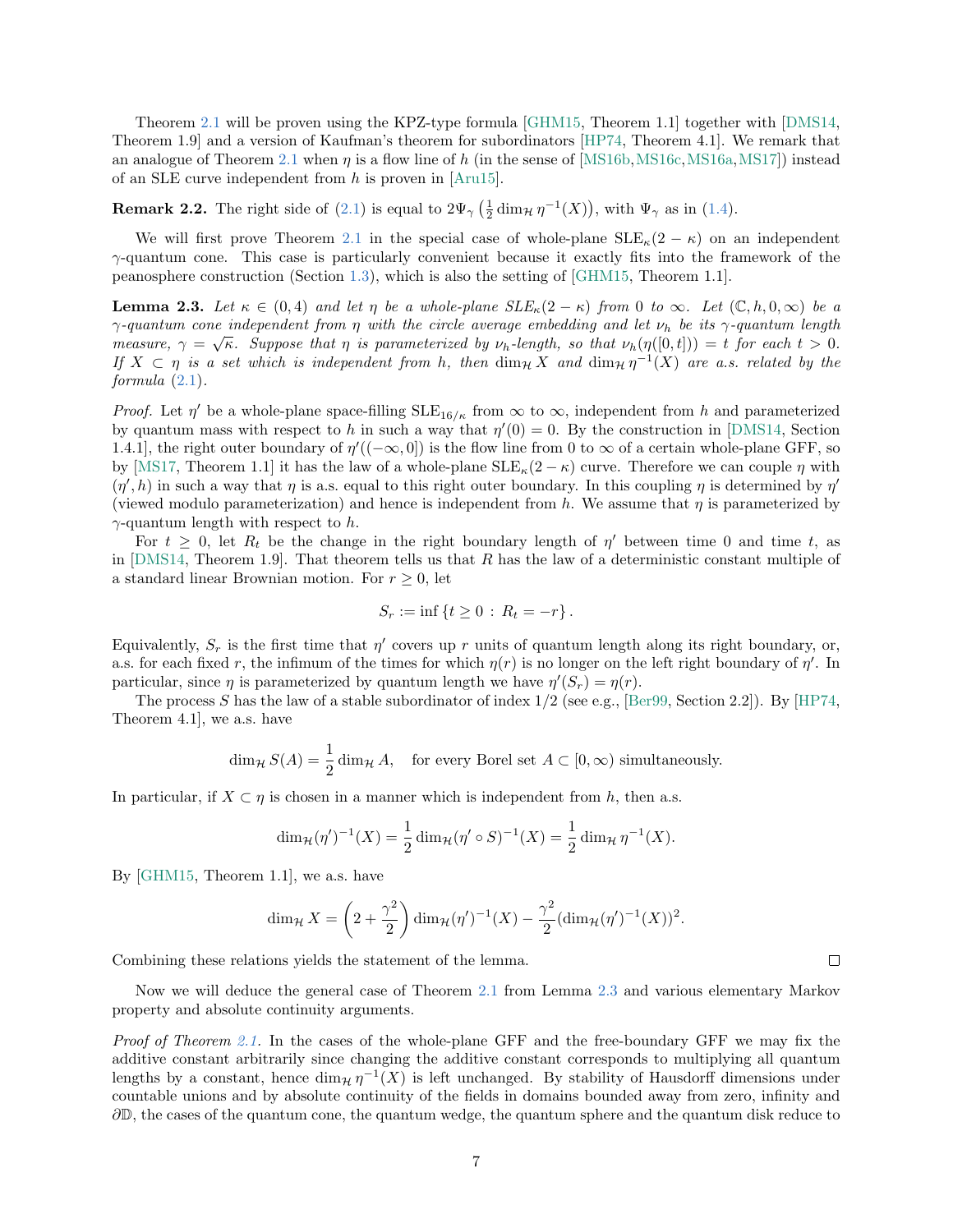Theorem 2.1 will be proven using the KPZ-type formula [GHM15, Theorem 1.1] together with [DMS14, Theorem 1.9] and a version of Kaufman's theorem for subordinators [HP74, Theorem 4.1]. We remark that an analogue of Theorem 2.1 when $\eta$ is a flow line of $h$ (in the sense of [MS16b, MS16c, MS16a, MS17]) instead of an SLE curve independent from $h$ is proven in [Aru15].

**Remark 2.2.** The right side of (2.1) is equal to $2\Psi_\gamma\left(\frac{1}{2}\dim_{\mathcal{H}}\eta^{-1}(X)\right)$, with $\Psi_\gamma$ as in (1.4).

We will first prove Theorem 2.1 in the special case of whole-plane $\mathrm{SLE}_\kappa(2-\kappa)$ on an independent $\gamma$-quantum cone. This case is particularly convenient because it exactly fits into the framework of the peanosphere construction (Section 1.3), which is also the setting of [GHM15, Theorem 1.1].

**Lemma 2.3.** *Let $\kappa \in (0,4)$ and let $\eta$ be a whole-plane $SLE_\kappa(2-\kappa)$ from $0$ to $\infty$. Let $(\mathbb{C}, h, 0, \infty)$ be a $\gamma$-quantum cone independent from $\eta$ with the circle average embedding and let $\nu_h$ be its $\gamma$-quantum length measure, $\gamma = \sqrt{\kappa}$. Suppose that $\eta$ is parameterized by $\nu_h$-length, so that $\nu_h(\eta([0,t])) = t$ for each $t > 0$. If $X \subset \eta$ is a set which is independent from $h$, then $\dim_{\mathcal{H}} X$ and $\dim_{\mathcal{H}} \eta^{-1}(X)$ are a.s. related by the formula (2.1).*

*Proof.* Let $\eta'$ be a whole-plane space-filling $\mathrm{SLE}_{16/\kappa}$ from $\infty$ to $\infty$, independent from $h$ and parameterized by quantum mass with respect to $h$ in such a way that $\eta'(0) = 0$. By the construction in [DMS14, Section 1.4.1], the right outer boundary of $\eta'((-\infty, 0])$ is the flow line from $0$ to $\infty$ of a certain whole-plane GFF, so by [MS17, Theorem 1.1] it has the law of a whole-plane $\mathrm{SLE}_\kappa(2-\kappa)$ curve. Therefore we can couple $\eta$ with $(\eta', h)$ in such a way that $\eta$ is a.s. equal to this right outer boundary. In this coupling $\eta$ is determined by $\eta'$ (viewed modulo parameterization) and hence is independent from $h$. We assume that $\eta$ is parameterized by $\gamma$-quantum length with respect to $h$.

For $t \geq 0$, let $R_t$ be the change in the right boundary length of $\eta'$ between time $0$ and time $t$, as in [DMS14, Theorem 1.9]. That theorem tells us that $R$ has the law of a deterministic constant multiple of a standard linear Brownian motion. For $r \geq 0$, let

$$S_r := \inf\{t \geq 0 \,:\, R_t = -r\}.$$

Equivalently, $S_r$ is the first time that $\eta'$ covers up $r$ units of quantum length along its right boundary, or, a.s. for each fixed $r$, the infimum of the times for which $\eta(r)$ is no longer on the left right boundary of $\eta'$. In particular, since $\eta$ is parameterized by quantum length we have $\eta'(S_r) = \eta(r)$.

The process $S$ has the law of a stable subordinator of index $1/2$ (see e.g., [Ber99, Section 2.2]). By [HP74, Theorem 4.1], we a.s. have

$$\dim_{\mathcal{H}} S(A) = \frac{1}{2}\dim_{\mathcal{H}} A, \quad \text{for every Borel set } A \subset [0,\infty) \text{ simultaneously.}$$

In particular, if $X \subset \eta$ is chosen in a manner which is independent from $h$, then a.s.

$$\dim_{\mathcal{H}}(\eta')^{-1}(X) = \frac{1}{2}\dim_{\mathcal{H}}(\eta' \circ S)^{-1}(X) = \frac{1}{2}\dim_{\mathcal{H}}\eta^{-1}(X).$$

By [GHM15, Theorem 1.1], we a.s. have

$$\dim_{\mathcal{H}} X = \left(2 + \frac{\gamma^2}{2}\right)\dim_{\mathcal{H}}(\eta')^{-1}(X) - \frac{\gamma^2}{2}(\dim_{\mathcal{H}}(\eta')^{-1}(X))^2.$$

Combining these relations yields the statement of the lemma. $\square$

Now we will deduce the general case of Theorem 2.1 from Lemma 2.3 and various elementary Markov property and absolute continuity arguments.

*Proof of Theorem 2.1.* In the cases of the whole-plane GFF and the free-boundary GFF we may fix the additive constant arbitrarily since changing the additive constant corresponds to multiplying all quantum lengths by a constant, hence $\dim_{\mathcal{H}}\eta^{-1}(X)$ is left unchanged. By stability of Hausdorff dimensions under countable unions and by absolute continuity of the fields in domains bounded away from zero, infinity and $\partial\mathbb{D}$, the cases of the quantum cone, the quantum wedge, the quantum sphere and the quantum disk reduce to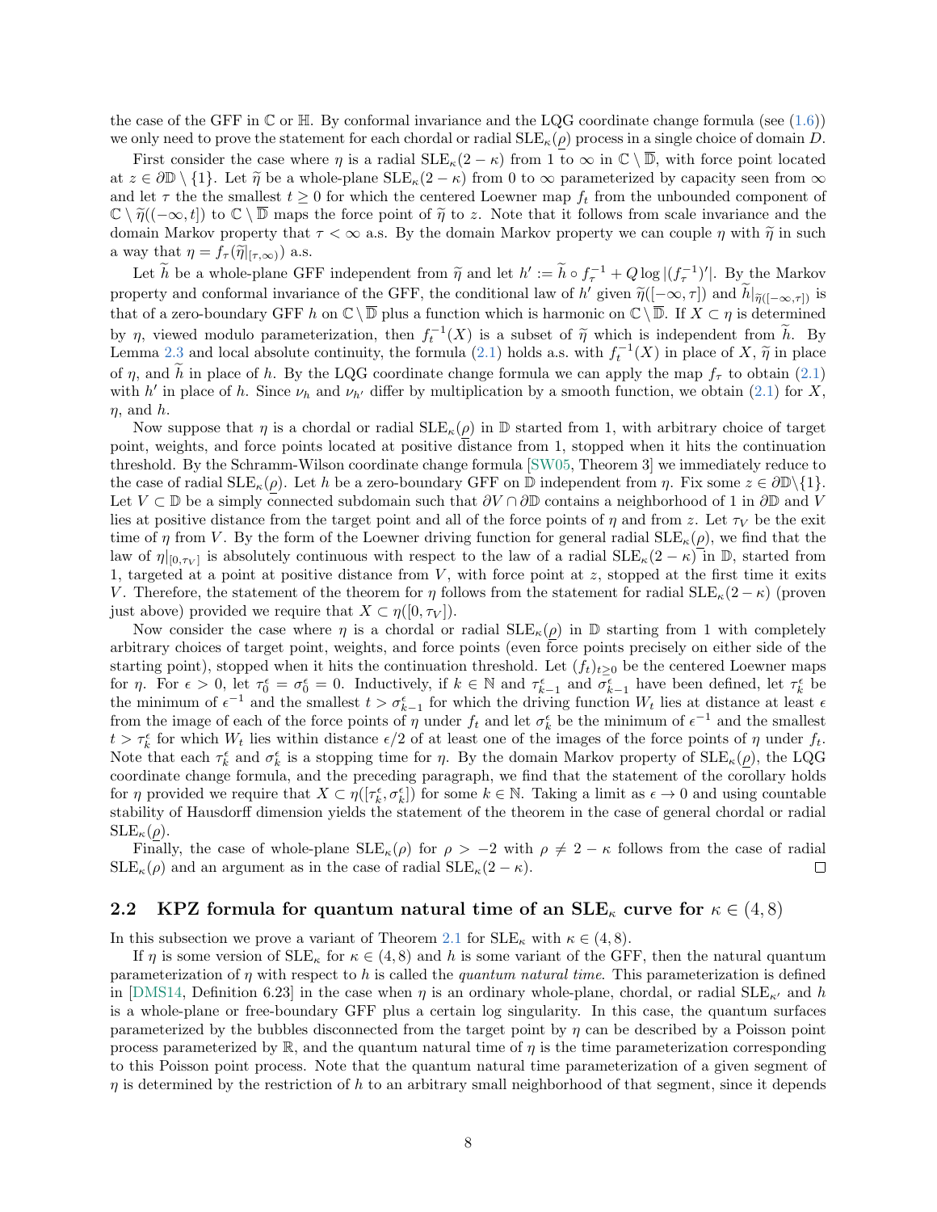the case of the GFF in $\mathbb{C}$ or $\mathbb{H}$. By conformal invariance and the LQG coordinate change formula (see (1.6)) we only need to prove the statement for each chordal or radial $\mathrm{SLE}_\kappa(\underline{\rho})$ process in a single choice of domain $D$.

First consider the case where $\eta$ is a radial $\mathrm{SLE}_\kappa(2-\kappa)$ from 1 to $\infty$ in $\mathbb{C}\setminus\overline{\mathbb{D}}$, with force point located at $z \in \partial\mathbb{D}\setminus\{1\}$. Let $\widetilde{\eta}$ be a whole-plane $\mathrm{SLE}_\kappa(2-\kappa)$ from 0 to $\infty$ parameterized by capacity seen from $\infty$ and let $\tau$ the the smallest $t \geq 0$ for which the centered Loewner map $f_t$ from the unbounded component of $\mathbb{C}\setminus\widetilde{\eta}((-\infty,t])$ to $\mathbb{C}\setminus\overline{\mathbb{D}}$ maps the force point of $\widetilde{\eta}$ to $z$. Note that it follows from scale invariance and the domain Markov property that $\tau<\infty$ a.s. By the domain Markov property we can couple $\eta$ with $\widetilde{\eta}$ in such a way that $\eta = f_\tau(\widetilde{\eta}|_{[\tau,\infty)})$ a.s.

Let $\widetilde{h}$ be a whole-plane GFF independent from $\widetilde{\eta}$ and let $h' := \widetilde{h}\circ f_\tau^{-1} + Q\log|(f_\tau^{-1})'|$. By the Markov property and conformal invariance of the GFF, the conditional law of $h'$ given $\widetilde{\eta}([-\infty,\tau])$ and $\widetilde{h}|_{\widetilde{\eta}([-\infty,\tau])}$ is that of a zero-boundary GFF $h$ on $\mathbb{C}\setminus\overline{\mathbb{D}}$ plus a function which is harmonic on $\mathbb{C}\setminus\overline{\mathbb{D}}$. If $X\subset\eta$ is determined by $\eta$, viewed modulo parameterization, then $f_t^{-1}(X)$ is a subset of $\widetilde{\eta}$ which is independent from $\widetilde{h}$. By Lemma 2.3 and local absolute continuity, the formula (2.1) holds a.s. with $f_t^{-1}(X)$ in place of $X$, $\widetilde{\eta}$ in place of $\eta$, and $\widetilde{h}$ in place of $h$. By the LQG coordinate change formula we can apply the map $f_\tau$ to obtain (2.1) with $h'$ in place of $h$. Since $\nu_h$ and $\nu_{h'}$ differ by multiplication by a smooth function, we obtain (2.1) for $X$, $\eta$, and $h$.

Now suppose that $\eta$ is a chordal or radial $\mathrm{SLE}_\kappa(\underline{\rho})$ in $\mathbb{D}$ started from 1, with arbitrary choice of target point, weights, and force points located at positive distance from 1, stopped when it hits the continuation threshold. By the Schramm-Wilson coordinate change formula [SW05, Theorem 3] we immediately reduce to the case of radial $\mathrm{SLE}_\kappa(\underline{\rho})$. Let $h$ be a zero-boundary GFF on $\mathbb{D}$ independent from $\eta$. Fix some $z\in\partial\mathbb{D}\setminus\{1\}$. Let $V\subset\mathbb{D}$ be a simply connected subdomain such that $\partial V\cap\partial\mathbb{D}$ contains a neighborhood of 1 in $\partial\mathbb{D}$ and $V$ lies at positive distance from the target point and all of the force points of $\eta$ and from $z$. Let $\tau_V$ be the exit time of $\eta$ from $V$. By the form of the Loewner driving function for general radial $\mathrm{SLE}_\kappa(\underline{\rho})$, we find that the law of $\eta|_{[0,\tau_V]}$ is absolutely continuous with respect to the law of a radial $\mathrm{SLE}_\kappa(2-\kappa)$ in $\mathbb{D}$, started from 1, targeted at a point at positive distance from $V$, with force point at $z$, stopped at the first time it exits $V$. Therefore, the statement of the theorem for $\eta$ follows from the statement for radial $\mathrm{SLE}_\kappa(2-\kappa)$ (proven just above) provided we require that $X\subset\eta([0,\tau_V])$.

Now consider the case where $\eta$ is a chordal or radial $\mathrm{SLE}_\kappa(\underline{\rho})$ in $\mathbb{D}$ starting from 1 with completely arbitrary choices of target point, weights, and force points (even force points precisely on either side of the starting point), stopped when it hits the continuation threshold. Let $(f_t)_{t\geq 0}$ be the centered Loewner maps for $\eta$. For $\epsilon>0$, let $\tau_0^\epsilon=\sigma_0^\epsilon=0$. Inductively, if $k\in\mathbb{N}$ and $\tau_{k-1}^\epsilon$ and $\sigma_{k-1}^\epsilon$ have been defined, let $\tau_k^\epsilon$ be the minimum of $\epsilon^{-1}$ and the smallest $t>\sigma_{k-1}^\epsilon$ for which the driving function $W_t$ lies at distance at least $\epsilon$ from the image of each of the force points of $\eta$ under $f_t$ and let $\sigma_k^\epsilon$ be the minimum of $\epsilon^{-1}$ and the smallest $t>\tau_k^\epsilon$ for which $W_t$ lies within distance $\epsilon/2$ of at least one of the images of the force points of $\eta$ under $f_t$. Note that each $\tau_k^\epsilon$ and $\sigma_k^\epsilon$ is a stopping time for $\eta$. By the domain Markov property of $\mathrm{SLE}_\kappa(\underline{\rho})$, the LQG coordinate change formula, and the preceding paragraph, we find that the statement of the corollary holds for $\eta$ provided we require that $X\subset\eta([\tau_k^\epsilon,\sigma_k^\epsilon])$ for some $k\in\mathbb{N}$. Taking a limit as $\epsilon\to 0$ and using countable stability of Hausdorff dimension yields the statement of the theorem in the case of general chordal or radial $\mathrm{SLE}_\kappa(\underline{\rho})$.

Finally, the case of whole-plane $\mathrm{SLE}_\kappa(\rho)$ for $\rho>-2$ with $\rho\neq 2-\kappa$ follows from the case of radial $\mathrm{SLE}_\kappa(\rho)$ and an argument as in the case of radial $\mathrm{SLE}_\kappa(2-\kappa)$. □

## 2.2 KPZ formula for quantum natural time of an $\mathrm{SLE}_\kappa$ curve for $\kappa\in(4,8)$

In this subsection we prove a variant of Theorem 2.1 for $\mathrm{SLE}_\kappa$ with $\kappa\in(4,8)$.

If $\eta$ is some version of $\mathrm{SLE}_\kappa$ for $\kappa\in(4,8)$ and $h$ is some variant of the GFF, then the natural quantum parameterization of $\eta$ with respect to $h$ is called the *quantum natural time*. This parameterization is defined in [DMS14, Definition 6.23] in the case when $\eta$ is an ordinary whole-plane, chordal, or radial $\mathrm{SLE}_{\kappa'}$ and $h$ is a whole-plane or free-boundary GFF plus a certain log singularity. In this case, the quantum surfaces parameterized by the bubbles disconnected from the target point by $\eta$ can be described by a Poisson point process parameterized by $\mathbb{R}$, and the quantum natural time of $\eta$ is the time parameterization corresponding to this Poisson point process. Note that the quantum natural time parameterization of a given segment of $\eta$ is determined by the restriction of $h$ to an arbitrary small neighborhood of that segment, since it depends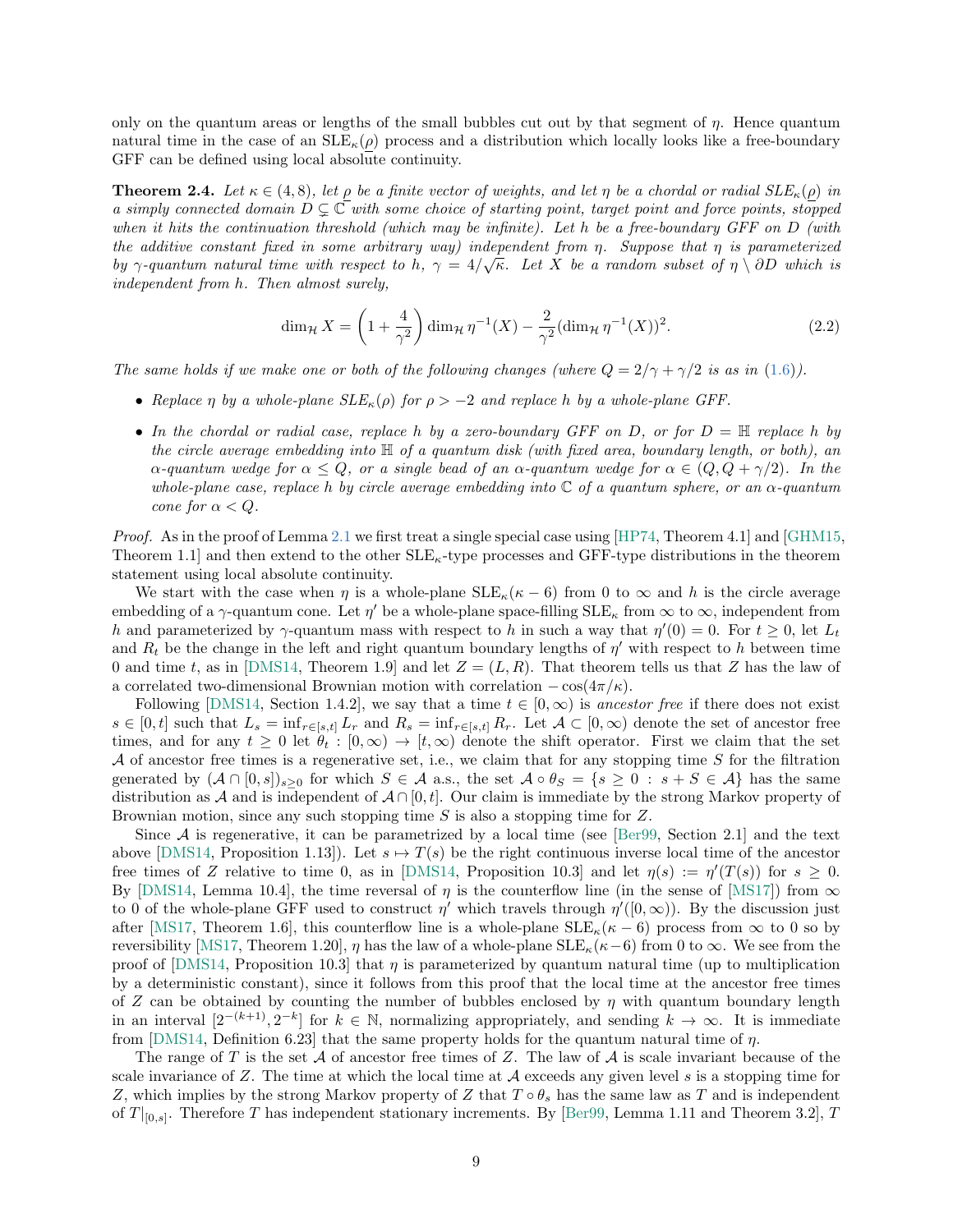only on the quantum areas or lengths of the small bubbles cut out by that segment of $\eta$. Hence quantum natural time in the case of an $\mathrm{SLE}_\kappa(\underline{\rho})$ process and a distribution which locally looks like a free-boundary GFF can be defined using local absolute continuity.

**Theorem 2.4.** *Let $\kappa \in (4,8)$, let $\underline{\rho}$ be a finite vector of weights, and let $\eta$ be a chordal or radial $SLE_\kappa(\underline{\rho})$ in a simply connected domain $D \subsetneq \mathbb{C}$ with some choice of starting point, target point and force points, stopped when it hits the continuation threshold (which may be infinite). Let $h$ be a free-boundary GFF on $D$ (with the additive constant fixed in some arbitrary way) independent from $\eta$. Suppose that $\eta$ is parameterized by $\gamma$-quantum natural time with respect to $h$, $\gamma = 4/\sqrt{\kappa}$. Let $X$ be a random subset of $\eta \setminus \partial D$ which is independent from $h$. Then almost surely,*

$$\dim_{\mathcal{H}} X = \left(1 + \frac{4}{\gamma^2}\right) \dim_{\mathcal{H}} \eta^{-1}(X) - \frac{2}{\gamma^2} (\dim_{\mathcal{H}} \eta^{-1}(X))^2. \tag{2.2}$$

*The same holds if we make one or both of the following changes (where $Q = 2/\gamma + \gamma/2$ is as in (1.6)).*

- *Replace $\eta$ by a whole-plane $SLE_\kappa(\rho)$ for $\rho > -2$ and replace $h$ by a whole-plane GFF.*
- *In the chordal or radial case, replace $h$ by a zero-boundary GFF on $D$, or for $D = \mathbb{H}$ replace $h$ by the circle average embedding into $\mathbb{H}$ of a quantum disk (with fixed area, boundary length, or both), an $\alpha$-quantum wedge for $\alpha \le Q$, or a single bead of an $\alpha$-quantum wedge for $\alpha \in (Q, Q + \gamma/2)$. In the whole-plane case, replace $h$ by circle average embedding into $\mathbb{C}$ of a quantum sphere, or an $\alpha$-quantum cone for $\alpha < Q$.*

*Proof.* As in the proof of Lemma 2.1 we first treat a single special case using [HP74, Theorem 4.1] and [GHM15, Theorem 1.1] and then extend to the other $\mathrm{SLE}_\kappa$-type processes and GFF-type distributions in the theorem statement using local absolute continuity.

We start with the case when $\eta$ is a whole-plane $\mathrm{SLE}_\kappa(\kappa - 6)$ from 0 to $\infty$ and $h$ is the circle average embedding of a $\gamma$-quantum cone. Let $\eta'$ be a whole-plane space-filling $\mathrm{SLE}_\kappa$ from $\infty$ to $\infty$, independent from $h$ and parameterized by $\gamma$-quantum mass with respect to $h$ in such a way that $\eta'(0) = 0$. For $t \ge 0$, let $L_t$ and $R_t$ be the change in the left and right quantum boundary lengths of $\eta'$ with respect to $h$ between time 0 and time $t$, as in [DMS14, Theorem 1.9] and let $Z = (L, R)$. That theorem tells us that $Z$ has the law of a correlated two-dimensional Brownian motion with correlation $-\cos(4\pi/\kappa)$.

Following [DMS14, Section 1.4.2], we say that a time $t \in [0,\infty)$ is *ancestor free* if there does not exist $s \in [0,t]$ such that $L_s = \inf_{r \in [s,t]} L_r$ and $R_s = \inf_{r \in [s,t]} R_r$. Let $\mathcal{A} \subset [0,\infty)$ denote the set of ancestor free times, and for any $t \ge 0$ let $\theta_t : [0,\infty) \to [t,\infty)$ denote the shift operator. First we claim that the set $\mathcal{A}$ of ancestor free times is a regenerative set, i.e., we claim that for any stopping time $S$ for the filtration generated by $(\mathcal{A} \cap [0,s])_{s \ge 0}$ for which $S \in \mathcal{A}$ a.s., the set $\mathcal{A} \circ \theta_S = \{s \ge 0 : s + S \in \mathcal{A}\}$ has the same distribution as $\mathcal{A}$ and is independent of $\mathcal{A} \cap [0,t]$. Our claim is immediate by the strong Markov property of Brownian motion, since any such stopping time $S$ is also a stopping time for $Z$.

Since $\mathcal{A}$ is regenerative, it can be parametrized by a local time (see [Ber99, Section 2.1] and the text above [DMS14, Proposition 1.13]). Let $s \mapsto T(s)$ be the right continuous inverse local time of the ancestor free times of $Z$ relative to time 0, as in [DMS14, Proposition 10.3] and let $\eta(s) := \eta'(T(s))$ for $s \ge 0$. By [DMS14, Lemma 10.4], the time reversal of $\eta$ is the counterflow line (in the sense of [MS17]) from $\infty$ to 0 of the whole-plane GFF used to construct $\eta'$ which travels through $\eta'([0,\infty))$. By the discussion just after [MS17, Theorem 1.6], this counterflow line is a whole-plane $\mathrm{SLE}_\kappa(\kappa - 6)$ process from $\infty$ to 0 so by reversibility [MS17, Theorem 1.20], $\eta$ has the law of a whole-plane $\mathrm{SLE}_\kappa(\kappa-6)$ from 0 to $\infty$. We see from the proof of [DMS14, Proposition 10.3] that $\eta$ is parameterized by quantum natural time (up to multiplication by a deterministic constant), since it follows from this proof that the local time at the ancestor free times of $Z$ can be obtained by counting the number of bubbles enclosed by $\eta$ with quantum boundary length in an interval $[2^{-(k+1)}, 2^{-k}]$ for $k \in \mathbb{N}$, normalizing appropriately, and sending $k \to \infty$. It is immediate from [DMS14, Definition 6.23] that the same property holds for the quantum natural time of $\eta$.

The range of $T$ is the set $\mathcal{A}$ of ancestor free times of $Z$. The law of $\mathcal{A}$ is scale invariant because of the scale invariance of $Z$. The time at which the local time at $\mathcal{A}$ exceeds any given level $s$ is a stopping time for $Z$, which implies by the strong Markov property of $Z$ that $T \circ \theta_s$ has the same law as $T$ and is independent of $T|_{[0,s]}$. Therefore $T$ has independent stationary increments. By [Ber99, Lemma 1.11 and Theorem 3.2], $T$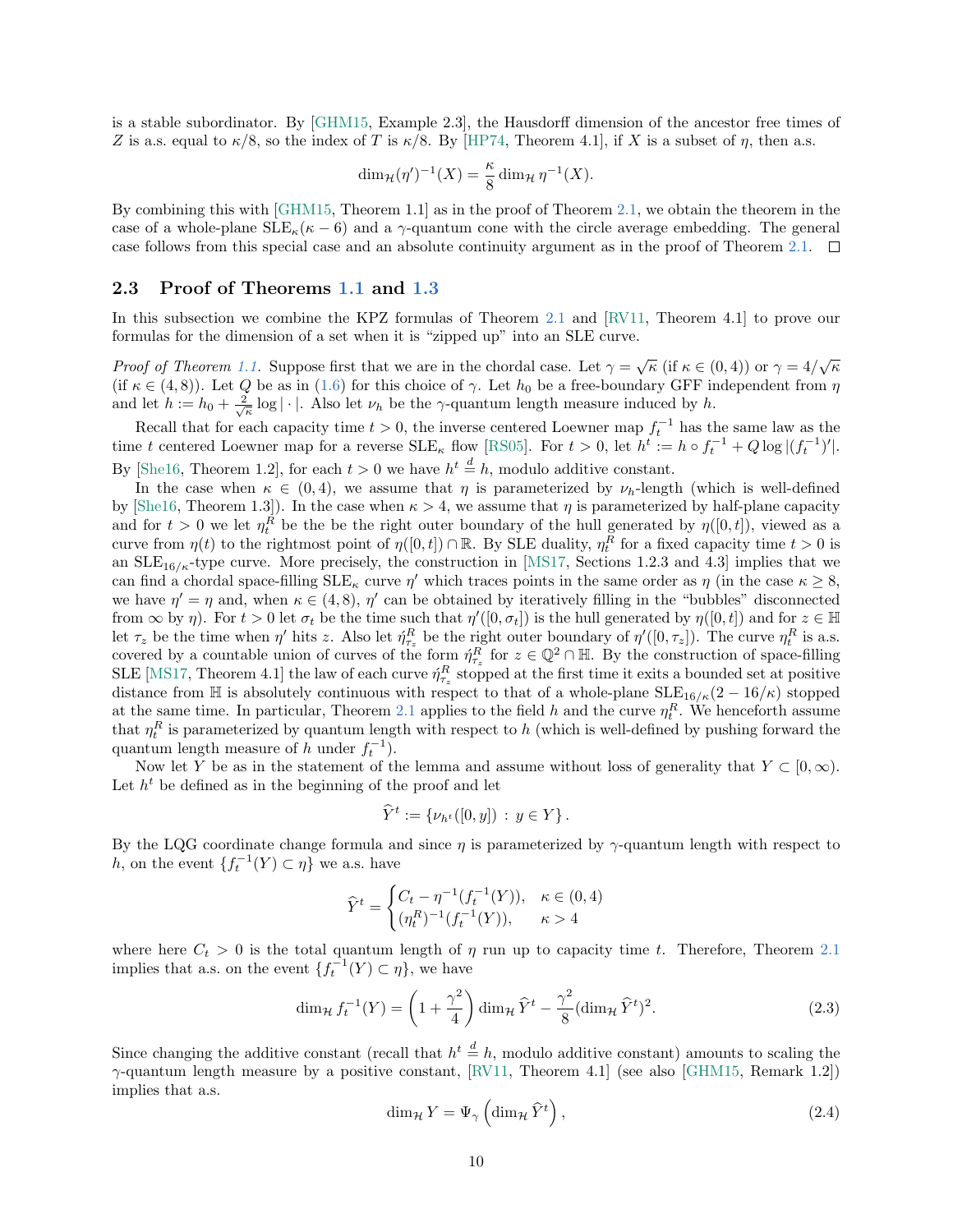is a stable subordinator. By [GHM15, Example 2.3], the Hausdorff dimension of the ancestor free times of $Z$ is a.s. equal to $\kappa/8$, so the index of $T$ is $\kappa/8$. By [HP74, Theorem 4.1], if $X$ is a subset of $\eta$, then a.s.

$$\dim_{\mathcal{H}}(\eta')^{-1}(X) = \frac{\kappa}{8}\dim_{\mathcal{H}}\eta^{-1}(X).$$

By combining this with [GHM15, Theorem 1.1] as in the proof of Theorem 2.1, we obtain the theorem in the case of a whole-plane $\mathrm{SLE}_\kappa(\kappa-6)$ and a $\gamma$-quantum cone with the circle average embedding. The general case follows from this special case and an absolute continuity argument as in the proof of Theorem 2.1. □

## 2.3 Proof of Theorems 1.1 and 1.3

In this subsection we combine the KPZ formulas of Theorem 2.1 and [RV11, Theorem 4.1] to prove our formulas for the dimension of a set when it is "zipped up" into an SLE curve.

*Proof of Theorem 1.1.* Suppose first that we are in the chordal case. Let $\gamma = \sqrt{\kappa}$ (if $\kappa \in (0,4)$) or $\gamma = 4/\sqrt{\kappa}$ (if $\kappa \in (4,8)$). Let $Q$ be as in (1.6) for this choice of $\gamma$. Let $h_0$ be a free-boundary GFF independent from $\eta$ and let $h := h_0 + \frac{2}{\sqrt{\kappa}}\log|\cdot|$. Also let $\nu_h$ be the $\gamma$-quantum length measure induced by $h$.

Recall that for each capacity time $t>0$, the inverse centered Loewner map $f_t^{-1}$ has the same law as the time $t$ centered Loewner map for a reverse $\mathrm{SLE}_\kappa$ flow [RS05]. For $t>0$, let $h^t := h\circ f_t^{-1} + Q\log|(f_t^{-1})'|$. By [She16, Theorem 1.2], for each $t>0$ we have $h^t \overset{d}{=} h$, modulo additive constant.

In the case when $\kappa \in (0,4)$, we assume that $\eta$ is parameterized by $\nu_h$-length (which is well-defined by [She16, Theorem 1.3]). In the case when $\kappa > 4$, we assume that $\eta$ is parameterized by half-plane capacity and for $t>0$ we let $\eta_t^R$ be the be the right outer boundary of the hull generated by $\eta([0,t])$, viewed as a curve from $\eta(t)$ to the rightmost point of $\eta([0,t])\cap\mathbb{R}$. By SLE duality, $\eta_t^R$ for a fixed capacity time $t>0$ is an $\mathrm{SLE}_{16/\kappa}$-type curve. More precisely, the construction in [MS17, Sections 1.2.3 and 4.3] implies that we can find a chordal space-filling $\mathrm{SLE}_\kappa$ curve $\eta'$ which traces points in the same order as $\eta$ (in the case $\kappa \geq 8$, we have $\eta' = \eta$ and, when $\kappa \in (4,8)$, $\eta'$ can be obtained by iteratively filling in the "bubbles" disconnected from $\infty$ by $\eta$). For $t>0$ let $\sigma_t$ be the time such that $\eta'([0,\sigma_t])$ is the hull generated by $\eta([0,t])$ and for $z \in \mathbb{H}$ let $\tau_z$ be the time when $\eta'$ hits $z$. Also let $\acute\eta_{\tau_z}^R$ be the right outer boundary of $\eta'([0,\tau_z])$. The curve $\eta_t^R$ is a.s. covered by a countable union of curves of the form $\acute\eta_{\tau_z}^R$ for $z \in \mathbb{Q}^2\cap\mathbb{H}$. By the construction of space-filling SLE [MS17, Theorem 4.1] the law of each curve $\acute\eta_{\tau_z}^R$ stopped at the first time it exits a bounded set at positive distance from $\mathbb{H}$ is absolutely continuous with respect to that of a whole-plane $\mathrm{SLE}_{16/\kappa}(2-16/\kappa)$ stopped at the same time. In particular, Theorem 2.1 applies to the field $h$ and the curve $\eta_t^R$. We henceforth assume that $\eta_t^R$ is parameterized by quantum length with respect to $h$ (which is well-defined by pushing forward the quantum length measure of $h$ under $f_t^{-1}$).

Now let $Y$ be as in the statement of the lemma and assume without loss of generality that $Y \subset [0,\infty)$. Let $h^t$ be defined as in the beginning of the proof and let

$$\widehat{Y}^t := \{\nu_{h^t}([0,y]) \,:\, y \in Y\}.$$

By the LQG coordinate change formula and since $\eta$ is parameterized by $\gamma$-quantum length with respect to $h$, on the event $\{f_t^{-1}(Y)\subset\eta\}$ we a.s. have

$$\widehat{Y}^t = \begin{cases} C_t - \eta^{-1}(f_t^{-1}(Y)), & \kappa\in(0,4)\\ (\eta_t^R)^{-1}(f_t^{-1}(Y)), & \kappa>4\end{cases}$$

where here $C_t > 0$ is the total quantum length of $\eta$ run up to capacity time $t$. Therefore, Theorem 2.1 implies that a.s. on the event $\{f_t^{-1}(Y)\subset\eta\}$, we have

$$\dim_{\mathcal{H}} f_t^{-1}(Y) = \left(1+\frac{\gamma^2}{4}\right)\dim_{\mathcal{H}}\widehat{Y}^t - \frac{\gamma^2}{8}(\dim_{\mathcal{H}}\widehat{Y}^t)^2. \tag{2.3}$$

Since changing the additive constant (recall that $h^t \overset{d}{=} h$, modulo additive constant) amounts to scaling the $\gamma$-quantum length measure by a positive constant, [RV11, Theorem 4.1] (see also [GHM15, Remark 1.2]) implies that a.s.

$$\dim_{\mathcal{H}} Y = \Psi_\gamma\left(\dim_{\mathcal{H}}\widehat{Y}^t\right), \tag{2.4}$$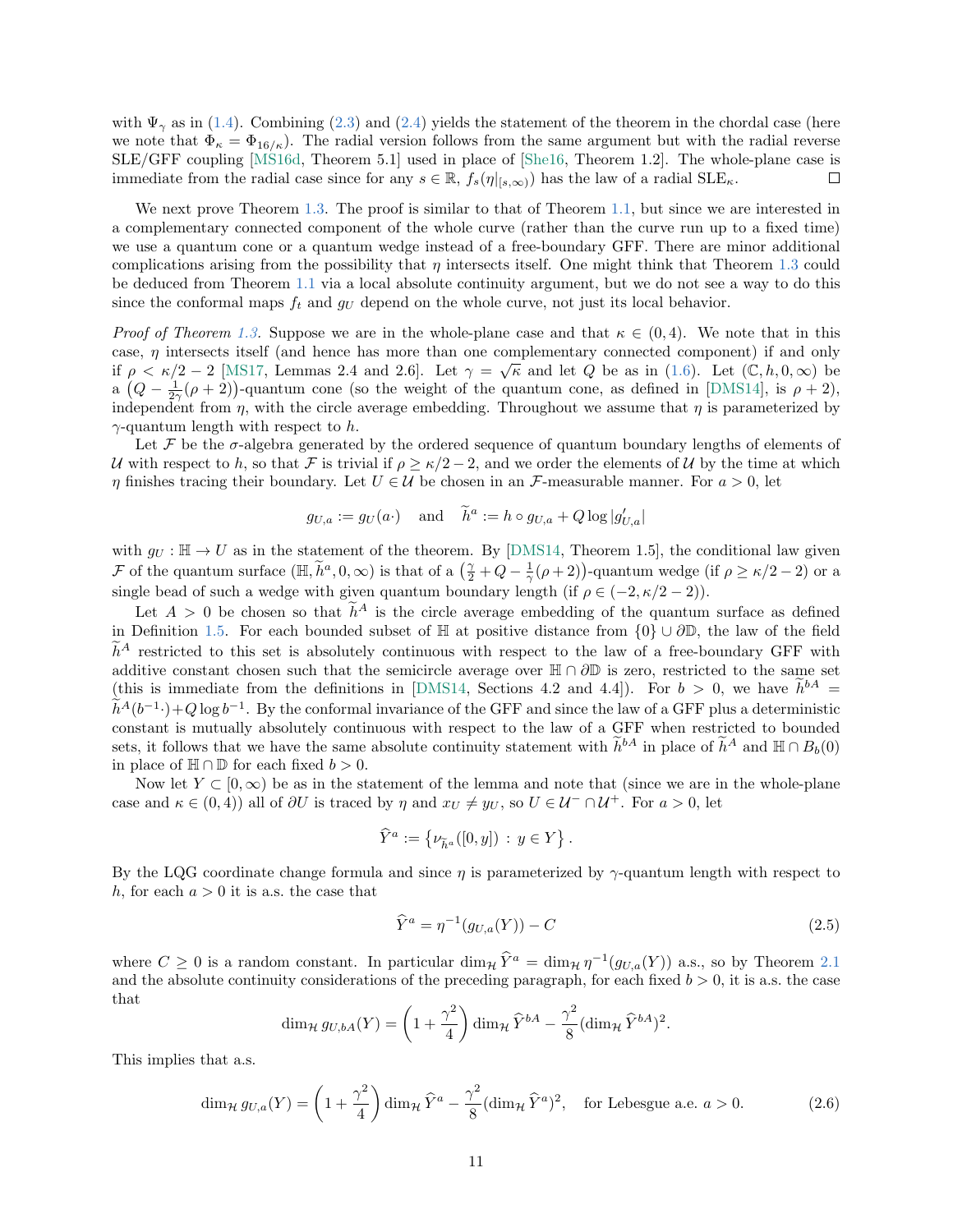with $\Psi_\gamma$ as in (1.4). Combining (2.3) and (2.4) yields the statement of the theorem in the chordal case (here we note that $\Phi_\kappa = \Phi_{16/\kappa}$). The radial version follows from the same argument but with the radial reverse SLE/GFF coupling [MS16d, Theorem 5.1] used in place of [She16, Theorem 1.2]. The whole-plane case is immediate from the radial case since for any $s \in \mathbb{R}$, $f_s(\eta|_{[s,\infty)})$ has the law of a radial SLE$_\kappa$. □

We next prove Theorem 1.3. The proof is similar to that of Theorem 1.1, but since we are interested in a complementary connected component of the whole curve (rather than the curve run up to a fixed time) we use a quantum cone or a quantum wedge instead of a free-boundary GFF. There are minor additional complications arising from the possibility that $\eta$ intersects itself. One might think that Theorem 1.3 could be deduced from Theorem 1.1 via a local absolute continuity argument, but we do not see a way to do this since the conformal maps $f_t$ and $g_U$ depend on the whole curve, not just its local behavior.

*Proof of Theorem 1.3.* Suppose we are in the whole-plane case and that $\kappa \in (0,4)$. We note that in this case, $\eta$ intersects itself (and hence has more than one complementary connected component) if and only if $\rho < \kappa/2 - 2$ [MS17, Lemmas 2.4 and 2.6]. Let $\gamma = \sqrt{\kappa}$ and let $Q$ be as in (1.6). Let $(\mathbb{C}, h, 0, \infty)$ be a $\left(Q - \frac{1}{2\gamma}(\rho+2)\right)$-quantum cone (so the weight of the quantum cone, as defined in [DMS14], is $\rho+2$), independent from $\eta$, with the circle average embedding. Throughout we assume that $\eta$ is parameterized by $\gamma$-quantum length with respect to $h$.

Let $\mathcal{F}$ be the $\sigma$-algebra generated by the ordered sequence of quantum boundary lengths of elements of $\mathcal{U}$ with respect to $h$, so that $\mathcal{F}$ is trivial if $\rho \geq \kappa/2 - 2$, and we order the elements of $\mathcal{U}$ by the time at which $\eta$ finishes tracing their boundary. Let $U \in \mathcal{U}$ be chosen in an $\mathcal{F}$-measurable manner. For $a > 0$, let

$$g_{U,a} := g_U(a\cdot) \quad \text{and} \quad \widetilde{h}^a := h \circ g_{U,a} + Q \log |g_{U,a}'|$$

with $g_U : \mathbb{H} \to U$ as in the statement of the theorem. By [DMS14, Theorem 1.5], the conditional law given $\mathcal{F}$ of the quantum surface $(\mathbb{H}, \widetilde{h}^a, 0, \infty)$ is that of a $\left(\frac{\gamma}{2} + Q - \frac{1}{\gamma}(\rho+2)\right)$-quantum wedge (if $\rho \geq \kappa/2 - 2$) or a single bead of such a wedge with given quantum boundary length (if $\rho \in (-2, \kappa/2 - 2)$).

Let $A > 0$ be chosen so that $\widetilde{h}^A$ is the circle average embedding of the quantum surface as defined in Definition 1.5. For each bounded subset of $\mathbb{H}$ at positive distance from $\{0\} \cup \partial\mathbb{D}$, the law of the field $\widetilde{h}^A$ restricted to this set is absolutely continuous with respect to the law of a free-boundary GFF with additive constant chosen such that the semicircle average over $\mathbb{H} \cap \partial\mathbb{D}$ is zero, restricted to the same set (this is immediate from the definitions in [DMS14, Sections 4.2 and 4.4]). For $b > 0$, we have $\widetilde{h}^{bA} = \widetilde{h}^A(b^{-1}\cdot) + Q \log b^{-1}$. By the conformal invariance of the GFF and since the law of a GFF plus a deterministic constant is mutually absolutely continuous with respect to the law of a GFF when restricted to bounded sets, it follows that we have the same absolute continuity statement with $\widetilde{h}^{bA}$ in place of $\widetilde{h}^A$ and $\mathbb{H} \cap B_b(0)$ in place of $\mathbb{H} \cap \mathbb{D}$ for each fixed $b > 0$.

Now let $Y \subset [0,\infty)$ be as in the statement of the lemma and note that (since we are in the whole-plane case and $\kappa \in (0,4)$) all of $\partial U$ is traced by $\eta$ and $x_U \neq y_U$, so $U \in \mathcal{U}^- \cap \mathcal{U}^+$. For $a > 0$, let

$$\widehat{Y}^a := \left\{ \nu_{\widetilde{h}^a}([0,y]) \,:\, y \in Y \right\}.$$

By the LQG coordinate change formula and since $\eta$ is parameterized by $\gamma$-quantum length with respect to $h$, for each $a > 0$ it is a.s. the case that

$$\widehat{Y}^a = \eta^{-1}(g_{U,a}(Y)) - C \tag{2.5}$$

where $C \geq 0$ is a random constant. In particular $\dim_{\mathcal{H}} \widehat{Y}^a = \dim_{\mathcal{H}} \eta^{-1}(g_{U,a}(Y))$ a.s., so by Theorem 2.1 and the absolute continuity considerations of the preceding paragraph, for each fixed $b > 0$, it is a.s. the case that

$$\dim_{\mathcal{H}} g_{U,bA}(Y) = \left(1 + \frac{\gamma^2}{4}\right) \dim_{\mathcal{H}} \widehat{Y}^{bA} - \frac{\gamma^2}{8} (\dim_{\mathcal{H}} \widehat{Y}^{bA})^2.$$

This implies that a.s.

$$\dim_{\mathcal{H}} g_{U,a}(Y) = \left(1 + \frac{\gamma^2}{4}\right) \dim_{\mathcal{H}} \widehat{Y}^a - \frac{\gamma^2}{8} (\dim_{\mathcal{H}} \widehat{Y}^a)^2, \quad \text{for Lebesgue a.e. } a > 0. \tag{2.6}$$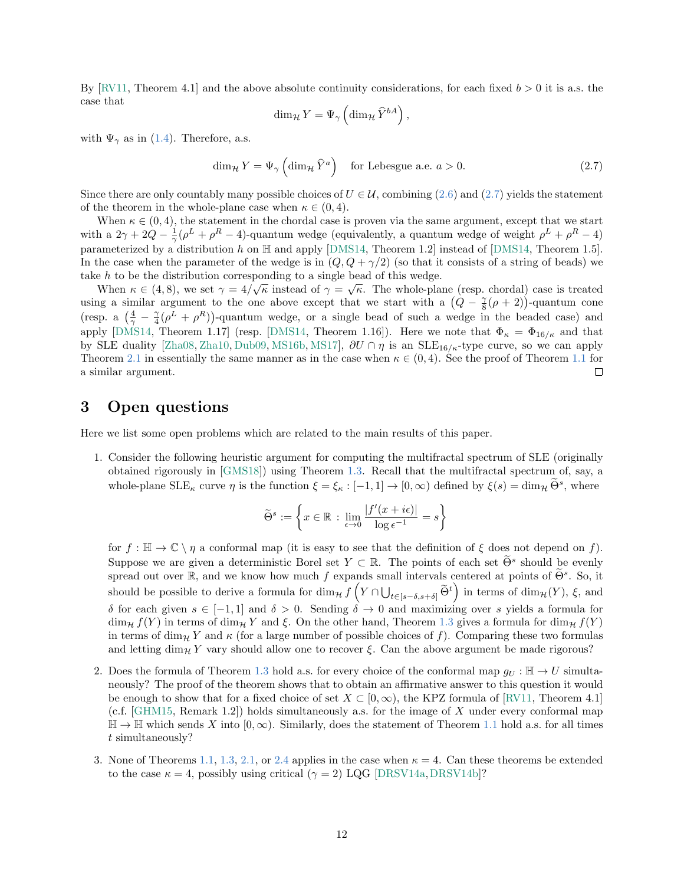By [RV11, Theorem 4.1] and the above absolute continuity considerations, for each fixed $b > 0$ it is a.s. the case that

$$\dim_{\mathcal{H}} Y = \Psi_\gamma\left(\dim_{\mathcal{H}} \widehat{Y}^{bA}\right),$$

with $\Psi_\gamma$ as in (1.4). Therefore, a.s.

$$\dim_{\mathcal{H}} Y = \Psi_\gamma\left(\dim_{\mathcal{H}} \widehat{Y}^{a}\right) \quad \text{for Lebesgue a.e. } a > 0. \tag{2.7}$$

Since there are only countably many possible choices of $U \in \mathcal{U}$, combining (2.6) and (2.7) yields the statement of the theorem in the whole-plane case when $\kappa \in (0,4)$.

When $\kappa \in (0,4)$, the statement in the chordal case is proven via the same argument, except that we start with a $2\gamma + 2Q - \frac{1}{\gamma}(\rho^L + \rho^R - 4)$-quantum wedge (equivalently, a quantum wedge of weight $\rho^L + \rho^R - 4$) parameterized by a distribution $h$ on $\mathbb{H}$ and apply [DMS14, Theorem 1.2] instead of [DMS14, Theorem 1.5]. In the case when the parameter of the wedge is in $(Q, Q + \gamma/2)$ (so that it consists of a string of beads) we take $h$ to be the distribution corresponding to a single bead of this wedge.

When $\kappa \in (4,8)$, we set $\gamma = 4/\sqrt{\kappa}$ instead of $\gamma = \sqrt{\kappa}$. The whole-plane (resp. chordal) case is treated using a similar argument to the one above except that we start with a $\left(Q - \frac{\gamma}{8}(\rho + 2)\right)$-quantum cone (resp. a $\left(\frac{4}{\gamma} - \frac{\gamma}{4}(\rho^L + \rho^R)\right)$-quantum wedge, or a single bead of such a wedge in the beaded case) and apply [DMS14, Theorem 1.17] (resp. [DMS14, Theorem 1.16]). Here we note that $\Phi_\kappa = \Phi_{16/\kappa}$ and that by SLE duality [Zha08, Zha10, Dub09, MS16b, MS17], $\partial U \cap \eta$ is an $\mathrm{SLE}_{16/\kappa}$-type curve, so we can apply Theorem 2.1 in essentially the same manner as in the case when $\kappa \in (0,4)$. See the proof of Theorem 1.1 for a similar argument. □

# 3 Open questions

Here we list some open problems which are related to the main results of this paper.

1. Consider the following heuristic argument for computing the multifractal spectrum of SLE (originally obtained rigorously in [GMS18]) using Theorem 1.3. Recall that the multifractal spectrum of, say, a whole-plane $\mathrm{SLE}_\kappa$ curve $\eta$ is the function $\xi = \xi_\kappa : [-1,1] \to [0,\infty)$ defined by $\xi(s) = \dim_{\mathcal{H}} \widetilde{\Theta}^s$, where

$$\widetilde{\Theta}^s := \left\{ x \in \mathbb{R} \,:\, \lim_{\epsilon \to 0} \frac{|f'(x + i\epsilon)|}{\log \epsilon^{-1}} = s \right\}$$

for $f : \mathbb{H} \to \mathbb{C} \setminus \eta$ a conformal map (it is easy to see that the definition of $\xi$ does not depend on $f$). Suppose we are given a deterministic Borel set $Y \subset \mathbb{R}$. The points of each set $\widetilde{\Theta}^s$ should be evenly spread out over $\mathbb{R}$, and we know how much $f$ expands small intervals centered at points of $\widetilde{\Theta}^s$. So, it should be possible to derive a formula for $\dim_{\mathcal{H}} f\left(Y \cap \bigcup_{t \in [s-\delta, s+\delta]} \widetilde{\Theta}^t\right)$ in terms of $\dim_{\mathcal{H}}(Y)$, $\xi$, and $\delta$ for each given $s \in [-1,1]$ and $\delta > 0$. Sending $\delta \to 0$ and maximizing over $s$ yields a formula for $\dim_{\mathcal{H}} f(Y)$ in terms of $\dim_{\mathcal{H}} Y$ and $\xi$. On the other hand, Theorem 1.3 gives a formula for $\dim_{\mathcal{H}} f(Y)$ in terms of $\dim_{\mathcal{H}} Y$ and $\kappa$ (for a large number of possible choices of $f$). Comparing these two formulas and letting $\dim_{\mathcal{H}} Y$ vary should allow one to recover $\xi$. Can the above argument be made rigorous?

2. Does the formula of Theorem 1.3 hold a.s. for every choice of the conformal map $g_U : \mathbb{H} \to U$ simultaneously? The proof of the theorem shows that to obtain an affirmative answer to this question it would be enough to show that for a fixed choice of set $X \subset [0,\infty)$, the KPZ formula of [RV11, Theorem 4.1] (c.f. [GHM15, Remark 1.2]) holds simultaneously a.s. for the image of $X$ under every conformal map $\mathbb{H} \to \mathbb{H}$ which sends $X$ into $[0,\infty)$. Similarly, does the statement of Theorem 1.1 hold a.s. for all times $t$ simultaneously?

3. None of Theorems 1.1, 1.3, 2.1, or 2.4 applies in the case when $\kappa = 4$. Can these theorems be extended to the case $\kappa = 4$, possibly using critical ($\gamma = 2$) LQG [DRSV14a, DRSV14b]?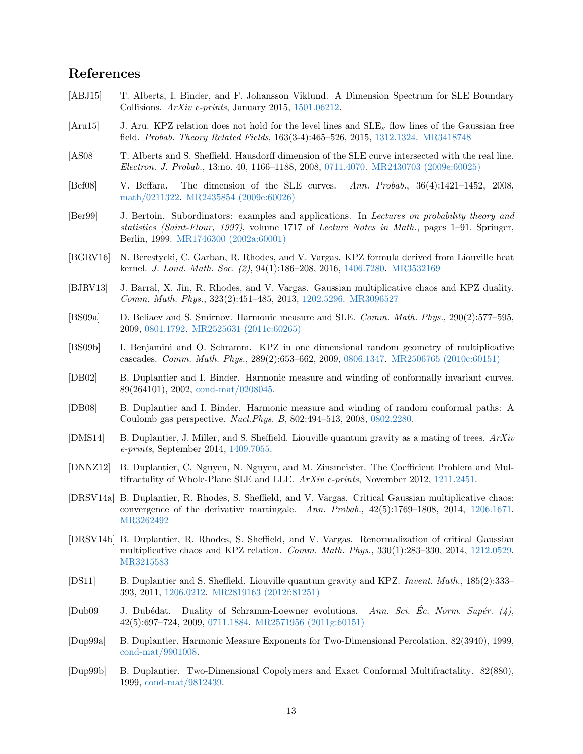# References

[ABJ15] T. Alberts, I. Binder, and F. Johansson Viklund. A Dimension Spectrum for SLE Boundary Collisions. *ArXiv e-prints*, January 2015, 1501.06212.

[Aru15] J. Aru. KPZ relation does not hold for the level lines and $\mathrm{SLE}_\kappa$ flow lines of the Gaussian free field. *Probab. Theory Related Fields*, 163(3-4):465–526, 2015, 1312.1324. MR3418748

[AS08] T. Alberts and S. Sheffield. Hausdorff dimension of the SLE curve intersected with the real line. *Electron. J. Probab.*, 13:no. 40, 1166–1188, 2008, 0711.4070. MR2430703 (2009e:60025)

[Bef08] V. Beffara. The dimension of the SLE curves. *Ann. Probab.*, 36(4):1421–1452, 2008, math/0211322. MR2435854 (2009e:60026)

[Ber99] J. Bertoin. Subordinators: examples and applications. In *Lectures on probability theory and statistics (Saint-Flour, 1997)*, volume 1717 of *Lecture Notes in Math.*, pages 1–91. Springer, Berlin, 1999. MR1746300 (2002a:60001)

[BGRV16] N. Berestycki, C. Garban, R. Rhodes, and V. Vargas. KPZ formula derived from Liouville heat kernel. *J. Lond. Math. Soc. (2)*, 94(1):186–208, 2016, 1406.7280. MR3532169

[BJRV13] J. Barral, X. Jin, R. Rhodes, and V. Vargas. Gaussian multiplicative chaos and KPZ duality. *Comm. Math. Phys.*, 323(2):451–485, 2013, 1202.5296. MR3096527

[BS09a] D. Beliaev and S. Smirnov. Harmonic measure and SLE. *Comm. Math. Phys.*, 290(2):577–595, 2009, 0801.1792. MR2525631 (2011c:60265)

[BS09b] I. Benjamini and O. Schramm. KPZ in one dimensional random geometry of multiplicative cascades. *Comm. Math. Phys.*, 289(2):653–662, 2009, 0806.1347. MR2506765 (2010c:60151)

[DB02] B. Duplantier and I. Binder. Harmonic measure and winding of conformally invariant curves. 89(264101), 2002, cond-mat/0208045.

[DB08] B. Duplantier and I. Binder. Harmonic measure and winding of random conformal paths: A Coulomb gas perspective. *Nucl.Phys. B*, 802:494–513, 2008, 0802.2280.

[DMS14] B. Duplantier, J. Miller, and S. Sheffield. Liouville quantum gravity as a mating of trees. *ArXiv e-prints*, September 2014, 1409.7055.

[DNNZ12] B. Duplantier, C. Nguyen, N. Nguyen, and M. Zinsmeister. The Coefficient Problem and Multifractality of Whole-Plane SLE and LLE. *ArXiv e-prints*, November 2012, 1211.2451.

[DRSV14a] B. Duplantier, R. Rhodes, S. Sheffield, and V. Vargas. Critical Gaussian multiplicative chaos: convergence of the derivative martingale. *Ann. Probab.*, 42(5):1769–1808, 2014, 1206.1671. MR3262492

[DRSV14b] B. Duplantier, R. Rhodes, S. Sheffield, and V. Vargas. Renormalization of critical Gaussian multiplicative chaos and KPZ relation. *Comm. Math. Phys.*, 330(1):283–330, 2014, 1212.0529. MR3215583

[DS11] B. Duplantier and S. Sheffield. Liouville quantum gravity and KPZ. *Invent. Math.*, 185(2):333–393, 2011, 1206.0212. MR2819163 (2012f:81251)

[Dub09] J. Dubédat. Duality of Schramm-Loewner evolutions. *Ann. Sci. Éc. Norm. Supér. (4)*, 42(5):697–724, 2009, 0711.1884. MR2571956 (2011g:60151)

[Dup99a] B. Duplantier. Harmonic Measure Exponents for Two-Dimensional Percolation. 82(3940), 1999, cond-mat/9901008.

[Dup99b] B. Duplantier. Two-Dimensional Copolymers and Exact Conformal Multifractality. 82(880), 1999, cond-mat/9812439.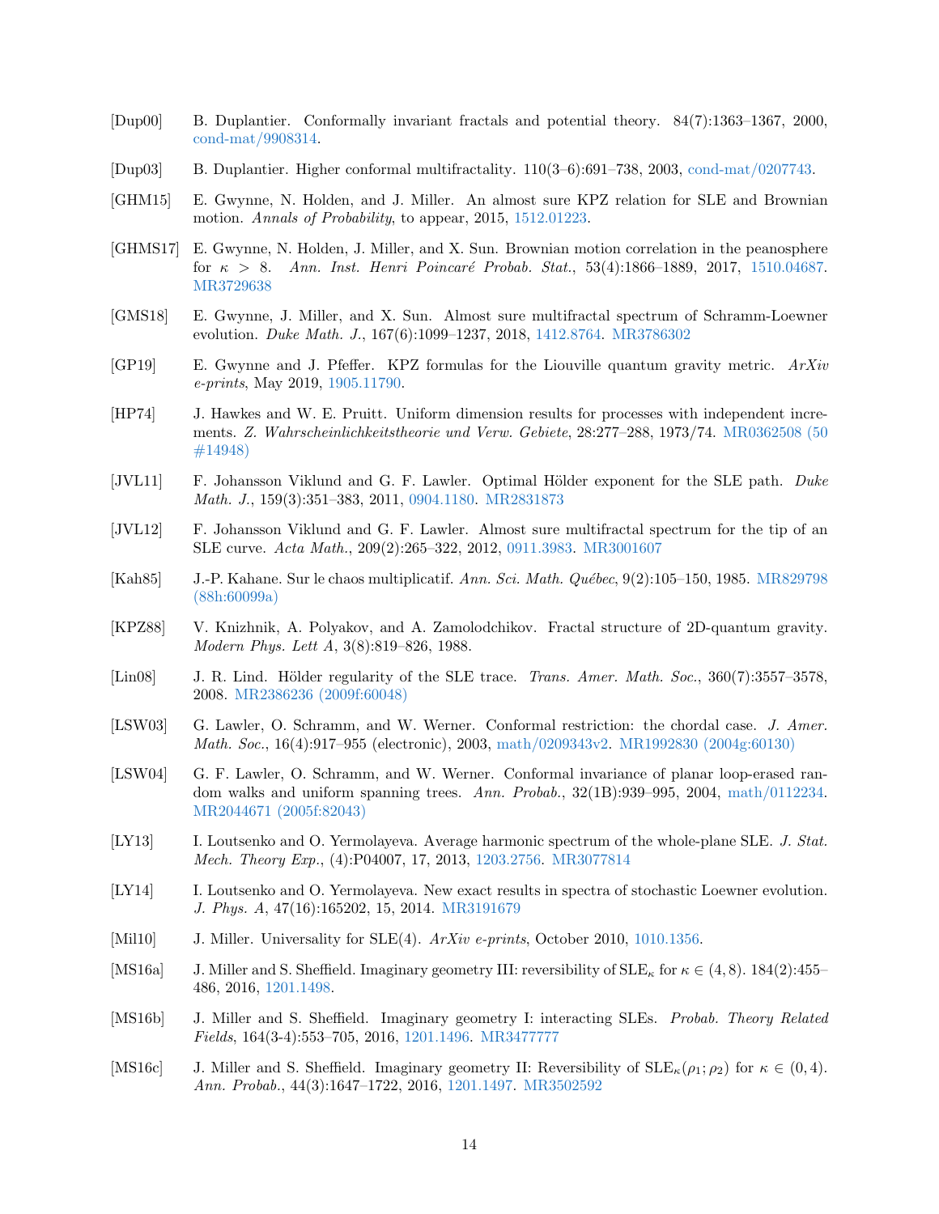[Dup00] B. Duplantier. Conformally invariant fractals and potential theory. 84(7):1363–1367, 2000, cond-mat/9908314.

[Dup03] B. Duplantier. Higher conformal multifractality. 110(3–6):691–738, 2003, cond-mat/0207743.

[GHM15] E. Gwynne, N. Holden, and J. Miller. An almost sure KPZ relation for SLE and Brownian motion. *Annals of Probability*, to appear, 2015, 1512.01223.

[GHMS17] E. Gwynne, N. Holden, J. Miller, and X. Sun. Brownian motion correlation in the peanosphere for $\kappa > 8$. *Ann. Inst. Henri Poincaré Probab. Stat.*, 53(4):1866–1889, 2017, 1510.04687. MR3729638

[GMS18] E. Gwynne, J. Miller, and X. Sun. Almost sure multifractal spectrum of Schramm-Loewner evolution. *Duke Math. J.*, 167(6):1099–1237, 2018, 1412.8764. MR3786302

[GP19] E. Gwynne and J. Pfeffer. KPZ formulas for the Liouville quantum gravity metric. *ArXiv e-prints*, May 2019, 1905.11790.

[HP74] J. Hawkes and W. E. Pruitt. Uniform dimension results for processes with independent increments. *Z. Wahrscheinlichkeitstheorie und Verw. Gebiete*, 28:277–288, 1973/74. MR0362508 (50 #14948)

[JVL11] F. Johansson Viklund and G. F. Lawler. Optimal Hölder exponent for the SLE path. *Duke Math. J.*, 159(3):351–383, 2011, 0904.1180. MR2831873

[JVL12] F. Johansson Viklund and G. F. Lawler. Almost sure multifractal spectrum for the tip of an SLE curve. *Acta Math.*, 209(2):265–322, 2012, 0911.3983. MR3001607

[Kah85] J.-P. Kahane. Sur le chaos multiplicatif. *Ann. Sci. Math. Québec*, 9(2):105–150, 1985. MR829798 (88h:60099a)

[KPZ88] V. Knizhnik, A. Polyakov, and A. Zamolodchikov. Fractal structure of 2D-quantum gravity. *Modern Phys. Lett A*, 3(8):819–826, 1988.

[Lin08] J. R. Lind. Hölder regularity of the SLE trace. *Trans. Amer. Math. Soc.*, 360(7):3557–3578, 2008. MR2386236 (2009f:60048)

[LSW03] G. Lawler, O. Schramm, and W. Werner. Conformal restriction: the chordal case. *J. Amer. Math. Soc.*, 16(4):917–955 (electronic), 2003, math/0209343v2. MR1992830 (2004g:60130)

[LSW04] G. F. Lawler, O. Schramm, and W. Werner. Conformal invariance of planar loop-erased random walks and uniform spanning trees. *Ann. Probab.*, 32(1B):939–995, 2004, math/0112234. MR2044671 (2005f:82043)

[LY13] I. Loutsenko and O. Yermolayeva. Average harmonic spectrum of the whole-plane SLE. *J. Stat. Mech. Theory Exp.*, (4):P04007, 17, 2013, 1203.2756. MR3077814

[LY14] I. Loutsenko and O. Yermolayeva. New exact results in spectra of stochastic Loewner evolution. *J. Phys. A*, 47(16):165202, 15, 2014. MR3191679

[Mil10] J. Miller. Universality for SLE(4). *ArXiv e-prints*, October 2010, 1010.1356.

[MS16a] J. Miller and S. Sheffield. Imaginary geometry III: reversibility of $\text{SLE}_\kappa$ for $\kappa \in (4, 8)$. 184(2):455–486, 2016, 1201.1498.

[MS16b] J. Miller and S. Sheffield. Imaginary geometry I: interacting SLEs. *Probab. Theory Related Fields*, 164(3-4):553–705, 2016, 1201.1496. MR3477777

[MS16c] J. Miller and S. Sheffield. Imaginary geometry II: Reversibility of $\text{SLE}_\kappa(\rho_1; \rho_2)$ for $\kappa \in (0, 4)$. *Ann. Probab.*, 44(3):1647–1722, 2016, 1201.1497. MR3502592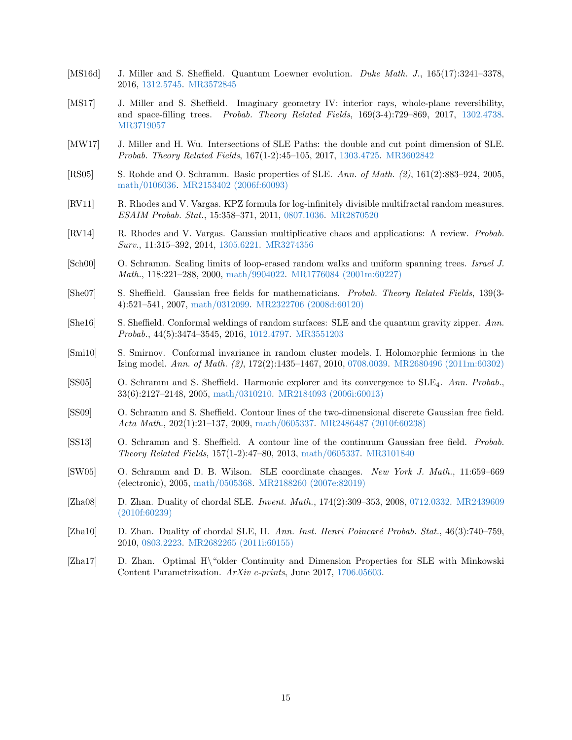[MS16d] J. Miller and S. Sheffield. Quantum Loewner evolution. *Duke Math. J.*, 165(17):3241–3378, 2016, 1312.5745. MR3572845

[MS17] J. Miller and S. Sheffield. Imaginary geometry IV: interior rays, whole-plane reversibility, and space-filling trees. *Probab. Theory Related Fields*, 169(3-4):729–869, 2017, 1302.4738. MR3719057

[MW17] J. Miller and H. Wu. Intersections of SLE Paths: the double and cut point dimension of SLE. *Probab. Theory Related Fields*, 167(1-2):45–105, 2017, 1303.4725. MR3602842

[RS05] S. Rohde and O. Schramm. Basic properties of SLE. *Ann. of Math. (2)*, 161(2):883–924, 2005, math/0106036. MR2153402 (2006f:60093)

[RV11] R. Rhodes and V. Vargas. KPZ formula for log-infinitely divisible multifractal random measures. *ESAIM Probab. Stat.*, 15:358–371, 2011, 0807.1036. MR2870520

[RV14] R. Rhodes and V. Vargas. Gaussian multiplicative chaos and applications: A review. *Probab. Surv.*, 11:315–392, 2014, 1305.6221. MR3274356

[Sch00] O. Schramm. Scaling limits of loop-erased random walks and uniform spanning trees. *Israel J. Math.*, 118:221–288, 2000, math/9904022. MR1776084 (2001m:60227)

[She07] S. Sheffield. Gaussian free fields for mathematicians. *Probab. Theory Related Fields*, 139(3-4):521–541, 2007, math/0312099. MR2322706 (2008d:60120)

[She16] S. Sheffield. Conformal weldings of random surfaces: SLE and the quantum gravity zipper. *Ann. Probab.*, 44(5):3474–3545, 2016, 1012.4797. MR3551203

[Smi10] S. Smirnov. Conformal invariance in random cluster models. I. Holomorphic fermions in the Ising model. *Ann. of Math. (2)*, 172(2):1435–1467, 2010, 0708.0039. MR2680496 (2011m:60302)

[SS05] O. Schramm and S. Sheffield. Harmonic explorer and its convergence to $\text{SLE}_4$. *Ann. Probab.*, 33(6):2127–2148, 2005, math/0310210. MR2184093 (2006i:60013)

[SS09] O. Schramm and S. Sheffield. Contour lines of the two-dimensional discrete Gaussian free field. *Acta Math.*, 202(1):21–137, 2009, math/0605337. MR2486487 (2010f:60238)

[SS13] O. Schramm and S. Sheffield. A contour line of the continuum Gaussian free field. *Probab. Theory Related Fields*, 157(1-2):47–80, 2013, math/0605337. MR3101840

[SW05] O. Schramm and D. B. Wilson. SLE coordinate changes. *New York J. Math.*, 11:659–669 (electronic), 2005, math/0505368. MR2188260 (2007e:82019)

[Zha08] D. Zhan. Duality of chordal SLE. *Invent. Math.*, 174(2):309–353, 2008, 0712.0332. MR2439609 (2010f:60239)

[Zha10] D. Zhan. Duality of chordal SLE, II. *Ann. Inst. Henri Poincaré Probab. Stat.*, 46(3):740–759, 2010, 0803.2223. MR2682265 (2011i:60155)

[Zha17] D. Zhan. Optimal H\"older Continuity and Dimension Properties for SLE with Minkowski Content Parametrization. *ArXiv e-prints*, June 2017, 1706.05603.